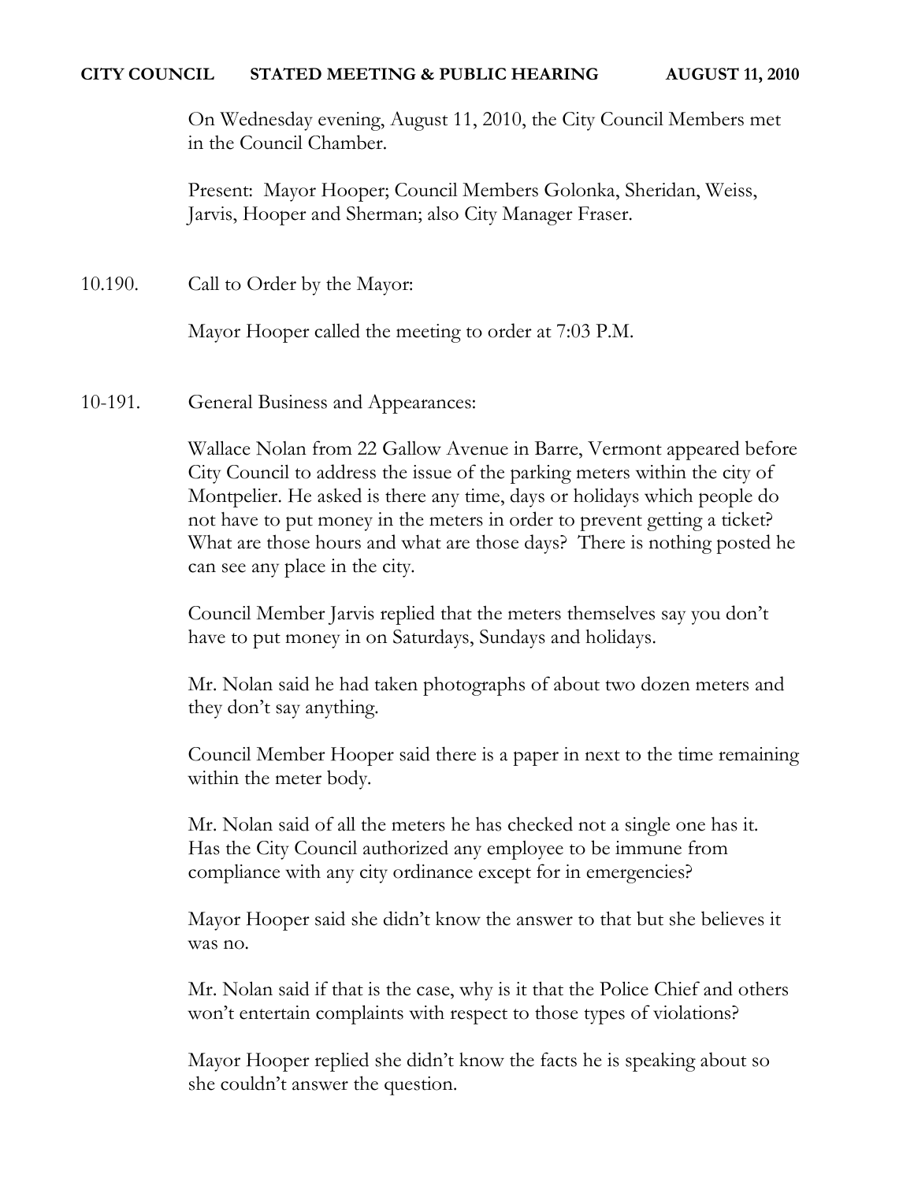**CITY COUNCIL STATED MEETING & PUBLIC HEARING AUGUST 11, 2010**

On Wednesday evening, August 11, 2010, the City Council Members met in the Council Chamber.

Present: Mayor Hooper; Council Members Golonka, Sheridan, Weiss, Jarvis, Hooper and Sherman; also City Manager Fraser.

10.190. Call to Order by the Mayor:

Mayor Hooper called the meeting to order at 7:03 P.M.

10-191. General Business and Appearances:

Wallace Nolan from 22 Gallow Avenue in Barre, Vermont appeared before City Council to address the issue of the parking meters within the city of Montpelier. He asked is there any time, days or holidays which people do not have to put money in the meters in order to prevent getting a ticket? What are those hours and what are those days? There is nothing posted he can see any place in the city.

Council Member Jarvis replied that the meters themselves say you don't have to put money in on Saturdays, Sundays and holidays.

Mr. Nolan said he had taken photographs of about two dozen meters and they don't say anything.

Council Member Hooper said there is a paper in next to the time remaining within the meter body.

Mr. Nolan said of all the meters he has checked not a single one has it. Has the City Council authorized any employee to be immune from compliance with any city ordinance except for in emergencies?

Mayor Hooper said she didn't know the answer to that but she believes it was no.

Mr. Nolan said if that is the case, why is it that the Police Chief and others won't entertain complaints with respect to those types of violations?

Mayor Hooper replied she didn't know the facts he is speaking about so she couldn't answer the question.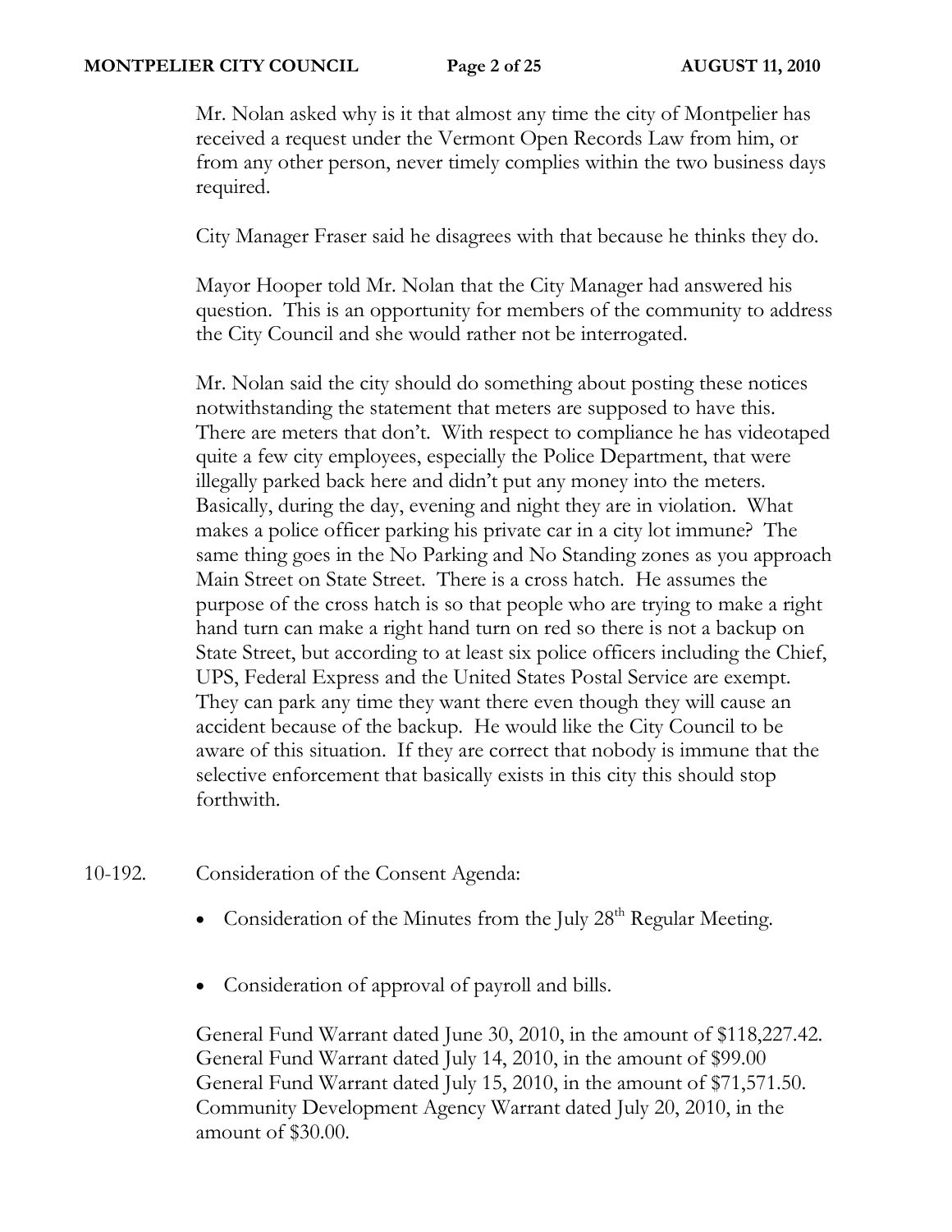Mr. Nolan asked why is it that almost any time the city of Montpelier has received a request under the Vermont Open Records Law from him, or from any other person, never timely complies within the two business days required.

City Manager Fraser said he disagrees with that because he thinks they do.

Mayor Hooper told Mr. Nolan that the City Manager had answered his question. This is an opportunity for members of the community to address the City Council and she would rather not be interrogated.

Mr. Nolan said the city should do something about posting these notices notwithstanding the statement that meters are supposed to have this. There are meters that don't. With respect to compliance he has videotaped quite a few city employees, especially the Police Department, that were illegally parked back here and didn't put any money into the meters. Basically, during the day, evening and night they are in violation. What makes a police officer parking his private car in a city lot immune? The same thing goes in the No Parking and No Standing zones as you approach Main Street on State Street. There is a cross hatch. He assumes the purpose of the cross hatch is so that people who are trying to make a right hand turn can make a right hand turn on red so there is not a backup on State Street, but according to at least six police officers including the Chief, UPS, Federal Express and the United States Postal Service are exempt. They can park any time they want there even though they will cause an accident because of the backup. He would like the City Council to be aware of this situation. If they are correct that nobody is immune that the selective enforcement that basically exists in this city this should stop forthwith.

10-192. Consideration of the Consent Agenda:

- Consideration of the Minutes from the July 28th Regular Meeting.
- Consideration of approval of payroll and bills.

General Fund Warrant dated June 30, 2010, in the amount of $118,227.42.
General Fund Warrant dated July 14, 2010, in the amount of $99.00
General Fund Warrant dated July 15, 2010, in the amount of $71,571.50.
Community Development Agency Warrant dated July 20, 2010, in the amount of $30.00.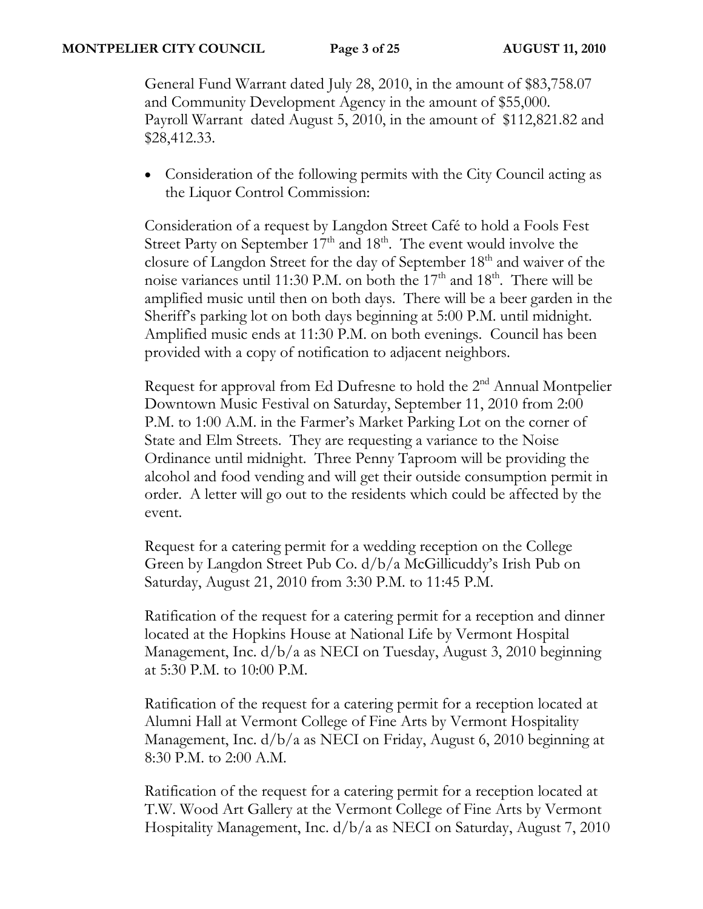General Fund Warrant dated July 28, 2010, in the amount of $83,758.07 and Community Development Agency in the amount of $55,000. Payroll Warrant dated August 5, 2010, in the amount of $112,821.82 and $28,412.33.

- Consideration of the following permits with the City Council acting as the Liquor Control Commission:

Consideration of a request by Langdon Street Café to hold a Fools Fest Street Party on September 17th and 18th. The event would involve the closure of Langdon Street for the day of September 18th and waiver of the noise variances until 11:30 P.M. on both the 17th and 18th. There will be amplified music until then on both days. There will be a beer garden in the Sheriff's parking lot on both days beginning at 5:00 P.M. until midnight. Amplified music ends at 11:30 P.M. on both evenings. Council has been provided with a copy of notification to adjacent neighbors.

Request for approval from Ed Dufresne to hold the 2nd Annual Montpelier Downtown Music Festival on Saturday, September 11, 2010 from 2:00 P.M. to 1:00 A.M. in the Farmer's Market Parking Lot on the corner of State and Elm Streets. They are requesting a variance to the Noise Ordinance until midnight. Three Penny Taproom will be providing the alcohol and food vending and will get their outside consumption permit in order. A letter will go out to the residents which could be affected by the event.

Request for a catering permit for a wedding reception on the College Green by Langdon Street Pub Co. d/b/a McGillicuddy's Irish Pub on Saturday, August 21, 2010 from 3:30 P.M. to 11:45 P.M.

Ratification of the request for a catering permit for a reception and dinner located at the Hopkins House at National Life by Vermont Hospital Management, Inc. d/b/a as NECI on Tuesday, August 3, 2010 beginning at 5:30 P.M. to 10:00 P.M.

Ratification of the request for a catering permit for a reception located at Alumni Hall at Vermont College of Fine Arts by Vermont Hospitality Management, Inc. d/b/a as NECI on Friday, August 6, 2010 beginning at 8:30 P.M. to 2:00 A.M.

Ratification of the request for a catering permit for a reception located at T.W. Wood Art Gallery at the Vermont College of Fine Arts by Vermont Hospitality Management, Inc. d/b/a as NECI on Saturday, August 7, 2010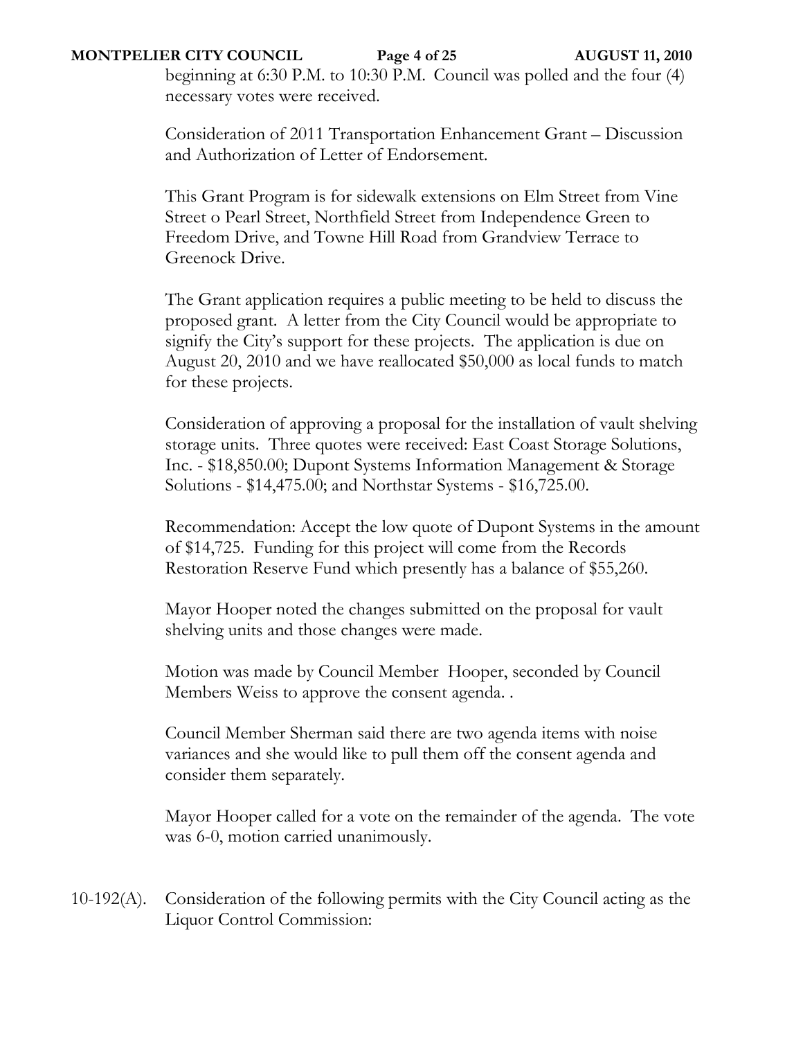beginning at 6:30 P.M. to 10:30 P.M. Council was polled and the four (4) necessary votes were received.

Consideration of 2011 Transportation Enhancement Grant – Discussion and Authorization of Letter of Endorsement.

This Grant Program is for sidewalk extensions on Elm Street from Vine Street o Pearl Street, Northfield Street from Independence Green to Freedom Drive, and Towne Hill Road from Grandview Terrace to Greenock Drive.

The Grant application requires a public meeting to be held to discuss the proposed grant. A letter from the City Council would be appropriate to signify the City's support for these projects. The application is due on August 20, 2010 and we have reallocated $50,000 as local funds to match for these projects.

Consideration of approving a proposal for the installation of vault shelving storage units. Three quotes were received: East Coast Storage Solutions, Inc. - $18,850.00; Dupont Systems Information Management & Storage Solutions - $14,475.00; and Northstar Systems - $16,725.00.

Recommendation: Accept the low quote of Dupont Systems in the amount of $14,725. Funding for this project will come from the Records Restoration Reserve Fund which presently has a balance of $55,260.

Mayor Hooper noted the changes submitted on the proposal for vault shelving units and those changes were made.

Motion was made by Council Member Hooper, seconded by Council Members Weiss to approve the consent agenda. .

Council Member Sherman said there are two agenda items with noise variances and she would like to pull them off the consent agenda and consider them separately.

Mayor Hooper called for a vote on the remainder of the agenda. The vote was 6-0, motion carried unanimously.

10-192(A). Consideration of the following permits with the City Council acting as the Liquor Control Commission: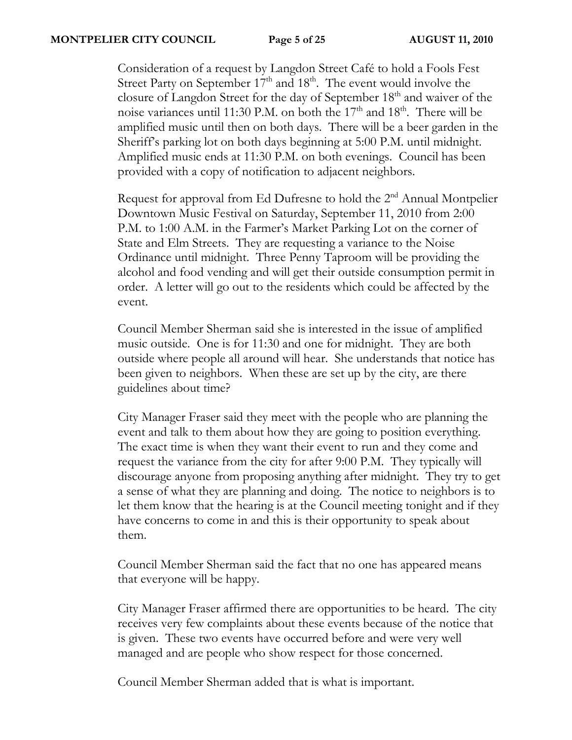Consideration of a request by Langdon Street Café to hold a Fools Fest Street Party on September 17th and 18th. The event would involve the closure of Langdon Street for the day of September 18th and waiver of the noise variances until 11:30 P.M. on both the 17th and 18th. There will be amplified music until then on both days. There will be a beer garden in the Sheriff's parking lot on both days beginning at 5:00 P.M. until midnight. Amplified music ends at 11:30 P.M. on both evenings. Council has been provided with a copy of notification to adjacent neighbors.

Request for approval from Ed Dufresne to hold the 2nd Annual Montpelier Downtown Music Festival on Saturday, September 11, 2010 from 2:00 P.M. to 1:00 A.M. in the Farmer's Market Parking Lot on the corner of State and Elm Streets. They are requesting a variance to the Noise Ordinance until midnight. Three Penny Taproom will be providing the alcohol and food vending and will get their outside consumption permit in order. A letter will go out to the residents which could be affected by the event.

Council Member Sherman said she is interested in the issue of amplified music outside. One is for 11:30 and one for midnight. They are both outside where people all around will hear. She understands that notice has been given to neighbors. When these are set up by the city, are there guidelines about time?

City Manager Fraser said they meet with the people who are planning the event and talk to them about how they are going to position everything. The exact time is when they want their event to run and they come and request the variance from the city for after 9:00 P.M. They typically will discourage anyone from proposing anything after midnight. They try to get a sense of what they are planning and doing. The notice to neighbors is to let them know that the hearing is at the Council meeting tonight and if they have concerns to come in and this is their opportunity to speak about them.

Council Member Sherman said the fact that no one has appeared means that everyone will be happy.

City Manager Fraser affirmed there are opportunities to be heard. The city receives very few complaints about these events because of the notice that is given. These two events have occurred before and were very well managed and are people who show respect for those concerned.

Council Member Sherman added that is what is important.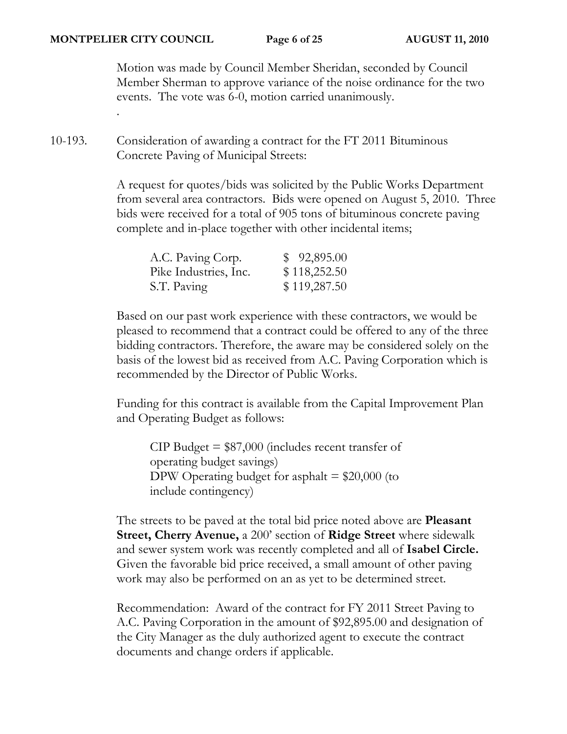Motion was made by Council Member Sheridan, seconded by Council Member Sherman to approve variance of the noise ordinance for the two events. The vote was 6-0, motion carried unanimously.

.

10-193. Consideration of awarding a contract for the FT 2011 Bituminous Concrete Paving of Municipal Streets:

A request for quotes/bids was solicited by the Public Works Department from several area contractors. Bids were opened on August 5, 2010. Three bids were received for a total of 905 tons of bituminous concrete paving complete and in-place together with other incidental items;

| | |
|---|---|
| A.C. Paving Corp. | $ 92,895.00 |
| Pike Industries, Inc. | $ 118,252.50 |
| S.T. Paving | $ 119,287.50 |

Based on our past work experience with these contractors, we would be pleased to recommend that a contract could be offered to any of the three bidding contractors. Therefore, the aware may be considered solely on the basis of the lowest bid as received from A.C. Paving Corporation which is recommended by the Director of Public Works.

Funding for this contract is available from the Capital Improvement Plan and Operating Budget as follows:

CIP Budget = $87,000 (includes recent transfer of operating budget savings)
DPW Operating budget for asphalt = $20,000 (to include contingency)

The streets to be paved at the total bid price noted above are **Pleasant Street, Cherry Avenue,** a 200' section of **Ridge Street** where sidewalk and sewer system work was recently completed and all of **Isabel Circle.** Given the favorable bid price received, a small amount of other paving work may also be performed on an as yet to be determined street.

Recommendation: Award of the contract for FY 2011 Street Paving to A.C. Paving Corporation in the amount of $92,895.00 and designation of the City Manager as the duly authorized agent to execute the contract documents and change orders if applicable.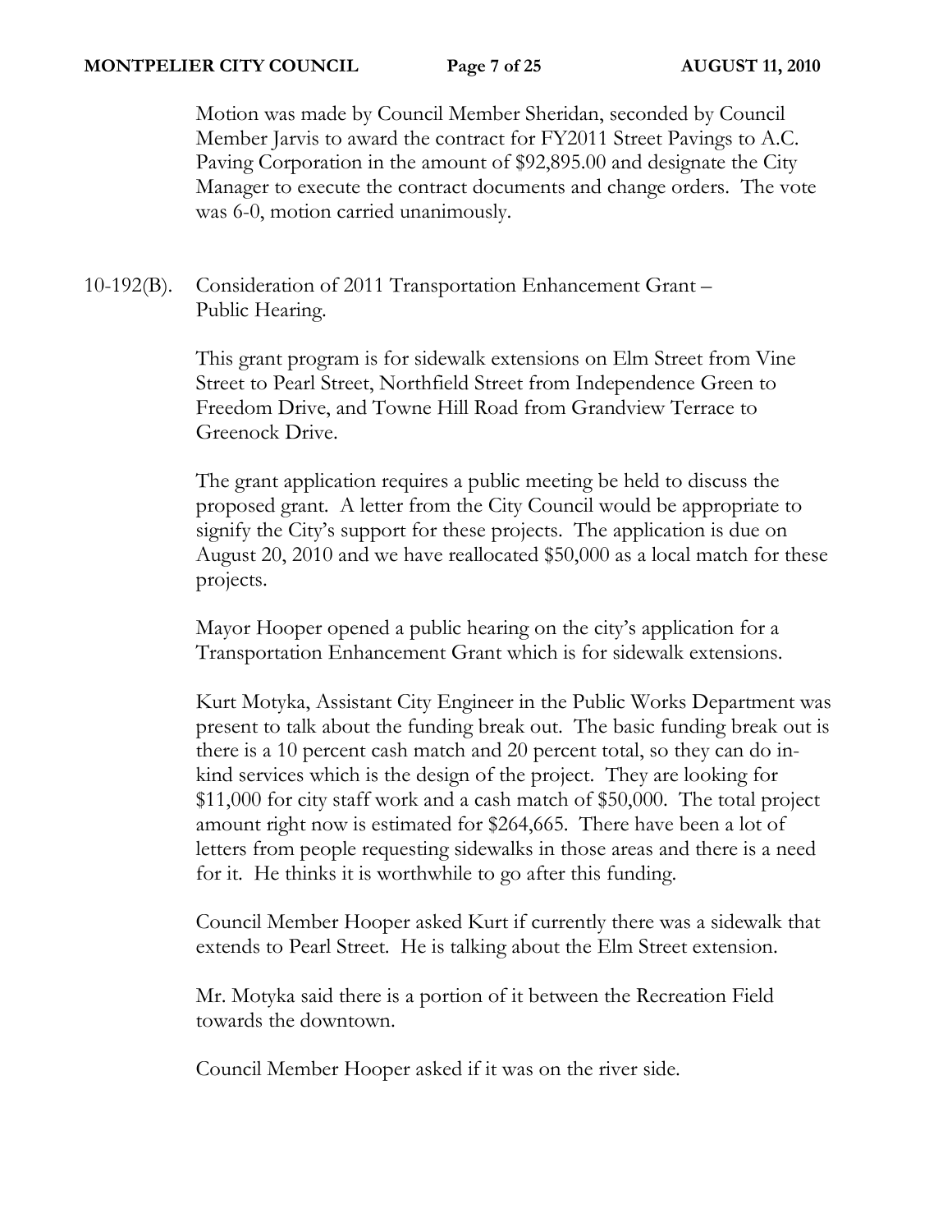Motion was made by Council Member Sheridan, seconded by Council Member Jarvis to award the contract for FY2011 Street Pavings to A.C. Paving Corporation in the amount of $92,895.00 and designate the City Manager to execute the contract documents and change orders. The vote was 6-0, motion carried unanimously.

10-192(B). Consideration of 2011 Transportation Enhancement Grant – Public Hearing.

This grant program is for sidewalk extensions on Elm Street from Vine Street to Pearl Street, Northfield Street from Independence Green to Freedom Drive, and Towne Hill Road from Grandview Terrace to Greenock Drive.

The grant application requires a public meeting be held to discuss the proposed grant. A letter from the City Council would be appropriate to signify the City's support for these projects. The application is due on August 20, 2010 and we have reallocated $50,000 as a local match for these projects.

Mayor Hooper opened a public hearing on the city's application for a Transportation Enhancement Grant which is for sidewalk extensions.

Kurt Motyka, Assistant City Engineer in the Public Works Department was present to talk about the funding break out. The basic funding break out is there is a 10 percent cash match and 20 percent total, so they can do in-kind services which is the design of the project. They are looking for $11,000 for city staff work and a cash match of $50,000. The total project amount right now is estimated for $264,665. There have been a lot of letters from people requesting sidewalks in those areas and there is a need for it. He thinks it is worthwhile to go after this funding.

Council Member Hooper asked Kurt if currently there was a sidewalk that extends to Pearl Street. He is talking about the Elm Street extension.

Mr. Motyka said there is a portion of it between the Recreation Field towards the downtown.

Council Member Hooper asked if it was on the river side.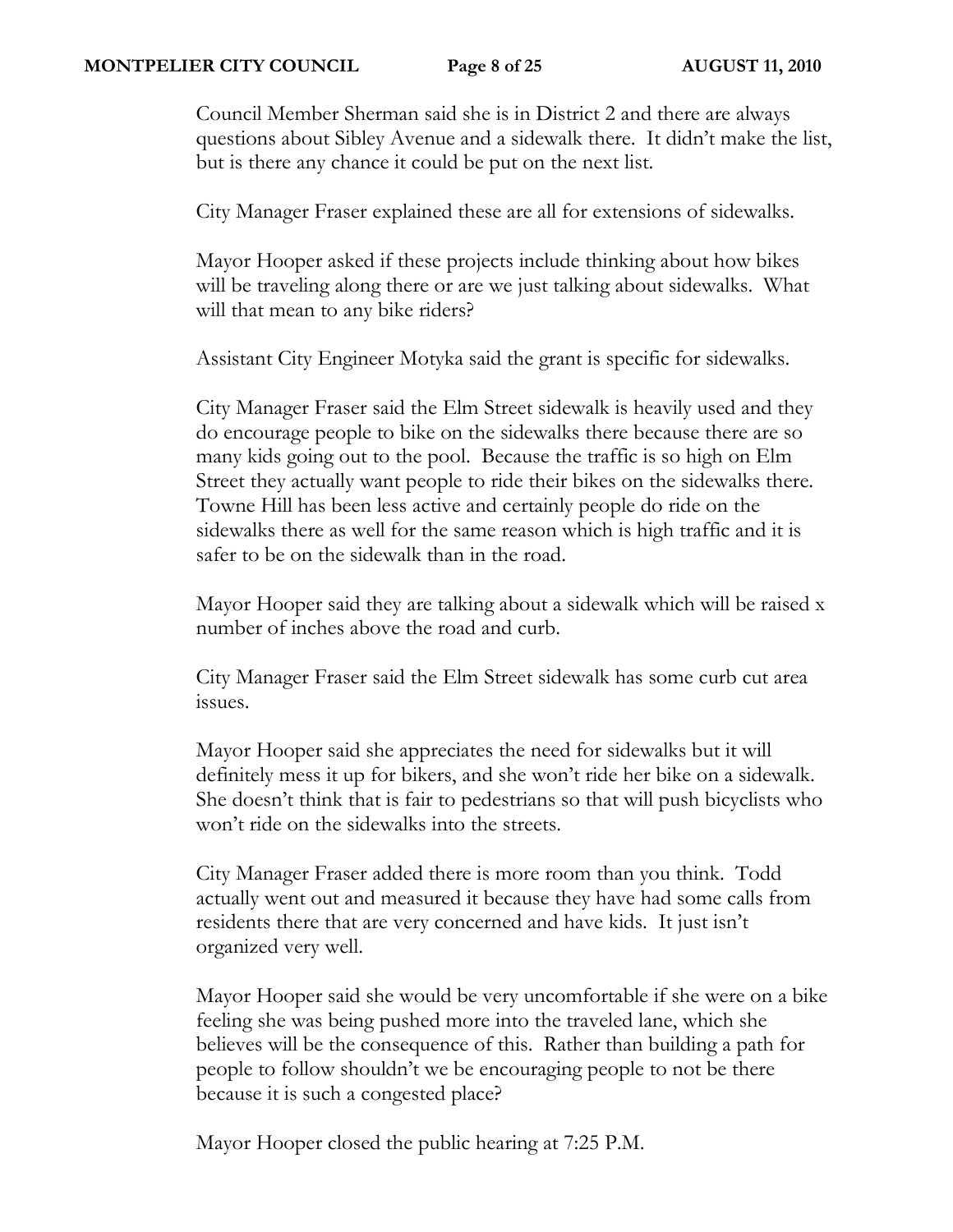Council Member Sherman said she is in District 2 and there are always questions about Sibley Avenue and a sidewalk there. It didn't make the list, but is there any chance it could be put on the next list.

City Manager Fraser explained these are all for extensions of sidewalks.

Mayor Hooper asked if these projects include thinking about how bikes will be traveling along there or are we just talking about sidewalks. What will that mean to any bike riders?

Assistant City Engineer Motyka said the grant is specific for sidewalks.

City Manager Fraser said the Elm Street sidewalk is heavily used and they do encourage people to bike on the sidewalks there because there are so many kids going out to the pool. Because the traffic is so high on Elm Street they actually want people to ride their bikes on the sidewalks there. Towne Hill has been less active and certainly people do ride on the sidewalks there as well for the same reason which is high traffic and it is safer to be on the sidewalk than in the road.

Mayor Hooper said they are talking about a sidewalk which will be raised x number of inches above the road and curb.

City Manager Fraser said the Elm Street sidewalk has some curb cut area issues.

Mayor Hooper said she appreciates the need for sidewalks but it will definitely mess it up for bikers, and she won't ride her bike on a sidewalk. She doesn't think that is fair to pedestrians so that will push bicyclists who won't ride on the sidewalks into the streets.

City Manager Fraser added there is more room than you think. Todd actually went out and measured it because they have had some calls from residents there that are very concerned and have kids. It just isn't organized very well.

Mayor Hooper said she would be very uncomfortable if she were on a bike feeling she was being pushed more into the traveled lane, which she believes will be the consequence of this. Rather than building a path for people to follow shouldn't we be encouraging people to not be there because it is such a congested place?

Mayor Hooper closed the public hearing at 7:25 P.M.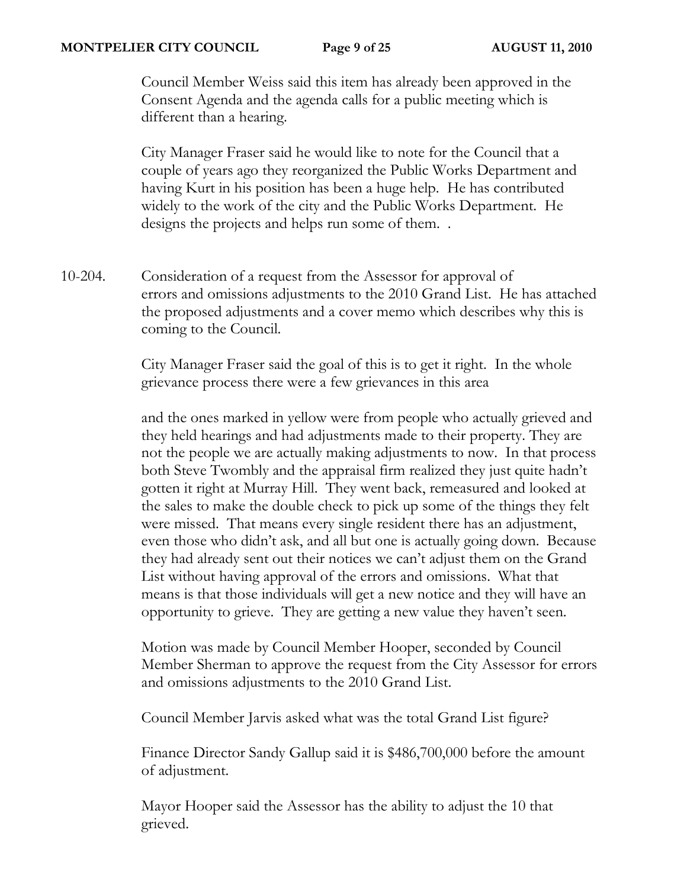Council Member Weiss said this item has already been approved in the Consent Agenda and the agenda calls for a public meeting which is different than a hearing.

City Manager Fraser said he would like to note for the Council that a couple of years ago they reorganized the Public Works Department and having Kurt in his position has been a huge help. He has contributed widely to the work of the city and the Public Works Department. He designs the projects and helps run some of them. .

10-204. Consideration of a request from the Assessor for approval of errors and omissions adjustments to the 2010 Grand List. He has attached the proposed adjustments and a cover memo which describes why this is coming to the Council.

City Manager Fraser said the goal of this is to get it right. In the whole grievance process there were a few grievances in this area

and the ones marked in yellow were from people who actually grieved and they held hearings and had adjustments made to their property. They are not the people we are actually making adjustments to now. In that process both Steve Twombly and the appraisal firm realized they just quite hadn't gotten it right at Murray Hill. They went back, remeasured and looked at the sales to make the double check to pick up some of the things they felt were missed. That means every single resident there has an adjustment, even those who didn't ask, and all but one is actually going down. Because they had already sent out their notices we can't adjust them on the Grand List without having approval of the errors and omissions. What that means is that those individuals will get a new notice and they will have an opportunity to grieve. They are getting a new value they haven't seen.

Motion was made by Council Member Hooper, seconded by Council Member Sherman to approve the request from the City Assessor for errors and omissions adjustments to the 2010 Grand List.

Council Member Jarvis asked what was the total Grand List figure?

Finance Director Sandy Gallup said it is $486,700,000 before the amount of adjustment.

Mayor Hooper said the Assessor has the ability to adjust the 10 that grieved.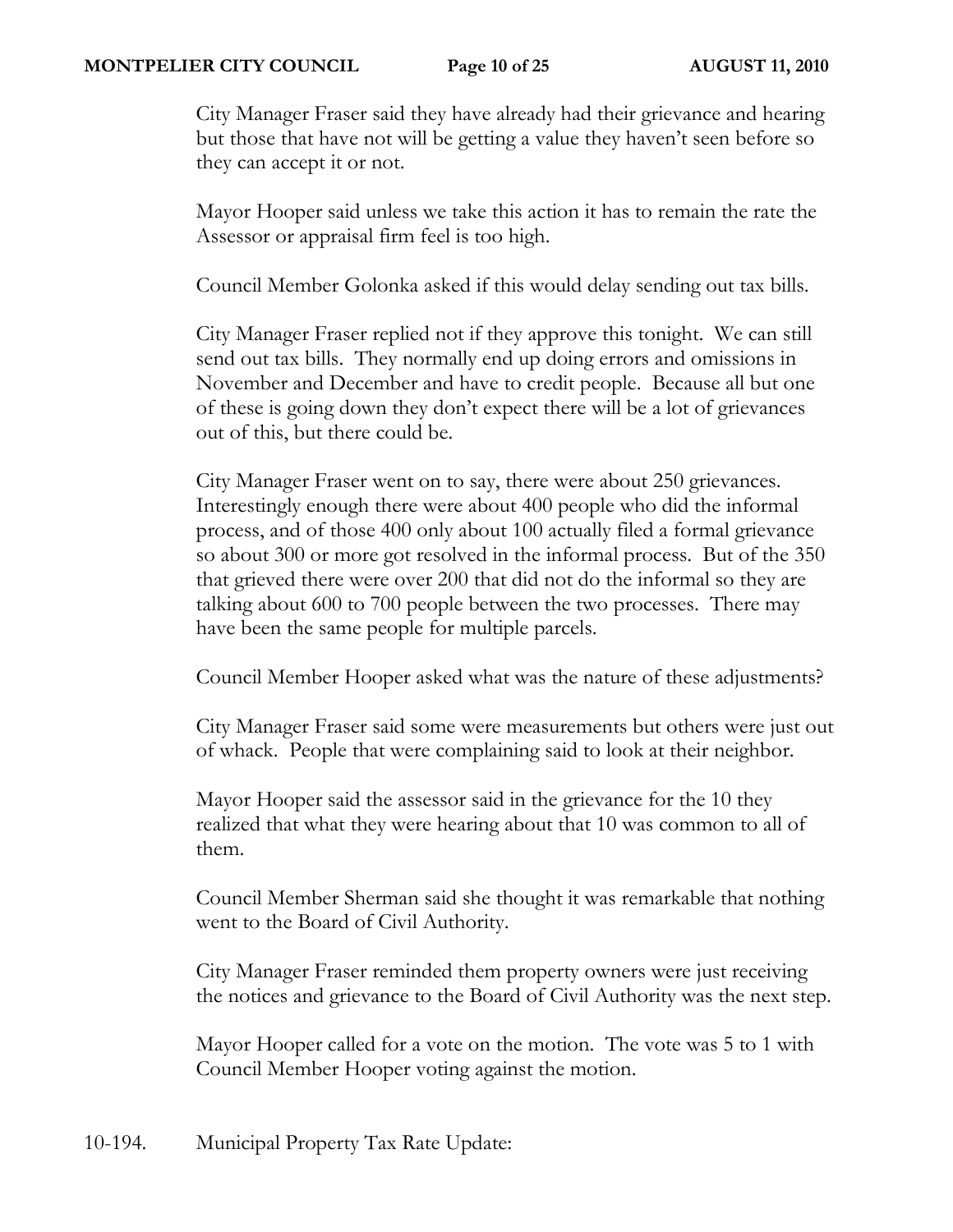City Manager Fraser said they have already had their grievance and hearing but those that have not will be getting a value they haven't seen before so they can accept it or not.

Mayor Hooper said unless we take this action it has to remain the rate the Assessor or appraisal firm feel is too high.

Council Member Golonka asked if this would delay sending out tax bills.

City Manager Fraser replied not if they approve this tonight. We can still send out tax bills. They normally end up doing errors and omissions in November and December and have to credit people. Because all but one of these is going down they don't expect there will be a lot of grievances out of this, but there could be.

City Manager Fraser went on to say, there were about 250 grievances. Interestingly enough there were about 400 people who did the informal process, and of those 400 only about 100 actually filed a formal grievance so about 300 or more got resolved in the informal process. But of the 350 that grieved there were over 200 that did not do the informal so they are talking about 600 to 700 people between the two processes. There may have been the same people for multiple parcels.

Council Member Hooper asked what was the nature of these adjustments?

City Manager Fraser said some were measurements but others were just out of whack. People that were complaining said to look at their neighbor.

Mayor Hooper said the assessor said in the grievance for the 10 they realized that what they were hearing about that 10 was common to all of them.

Council Member Sherman said she thought it was remarkable that nothing went to the Board of Civil Authority.

City Manager Fraser reminded them property owners were just receiving the notices and grievance to the Board of Civil Authority was the next step.

Mayor Hooper called for a vote on the motion. The vote was 5 to 1 with Council Member Hooper voting against the motion.

10-194. Municipal Property Tax Rate Update: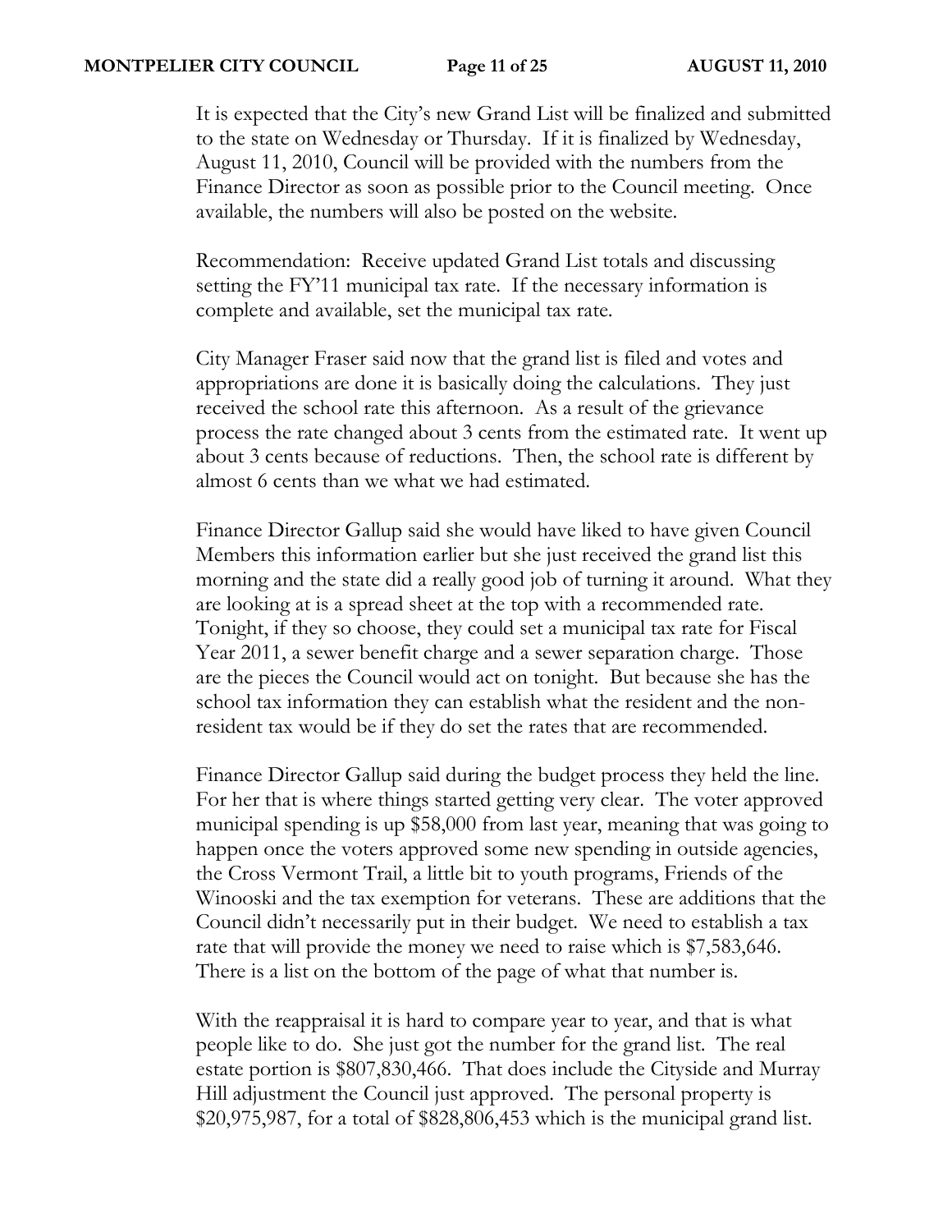It is expected that the City's new Grand List will be finalized and submitted to the state on Wednesday or Thursday. If it is finalized by Wednesday, August 11, 2010, Council will be provided with the numbers from the Finance Director as soon as possible prior to the Council meeting. Once available, the numbers will also be posted on the website.

Recommendation: Receive updated Grand List totals and discussing setting the FY'11 municipal tax rate. If the necessary information is complete and available, set the municipal tax rate.

City Manager Fraser said now that the grand list is filed and votes and appropriations are done it is basically doing the calculations. They just received the school rate this afternoon. As a result of the grievance process the rate changed about 3 cents from the estimated rate. It went up about 3 cents because of reductions. Then, the school rate is different by almost 6 cents than we what we had estimated.

Finance Director Gallup said she would have liked to have given Council Members this information earlier but she just received the grand list this morning and the state did a really good job of turning it around. What they are looking at is a spread sheet at the top with a recommended rate. Tonight, if they so choose, they could set a municipal tax rate for Fiscal Year 2011, a sewer benefit charge and a sewer separation charge. Those are the pieces the Council would act on tonight. But because she has the school tax information they can establish what the resident and the non-resident tax would be if they do set the rates that are recommended.

Finance Director Gallup said during the budget process they held the line. For her that is where things started getting very clear. The voter approved municipal spending is up $58,000 from last year, meaning that was going to happen once the voters approved some new spending in outside agencies, the Cross Vermont Trail, a little bit to youth programs, Friends of the Winooski and the tax exemption for veterans. These are additions that the Council didn't necessarily put in their budget. We need to establish a tax rate that will provide the money we need to raise which is $7,583,646. There is a list on the bottom of the page of what that number is.

With the reappraisal it is hard to compare year to year, and that is what people like to do. She just got the number for the grand list. The real estate portion is $807,830,466. That does include the Cityside and Murray Hill adjustment the Council just approved. The personal property is $20,975,987, for a total of $828,806,453 which is the municipal grand list.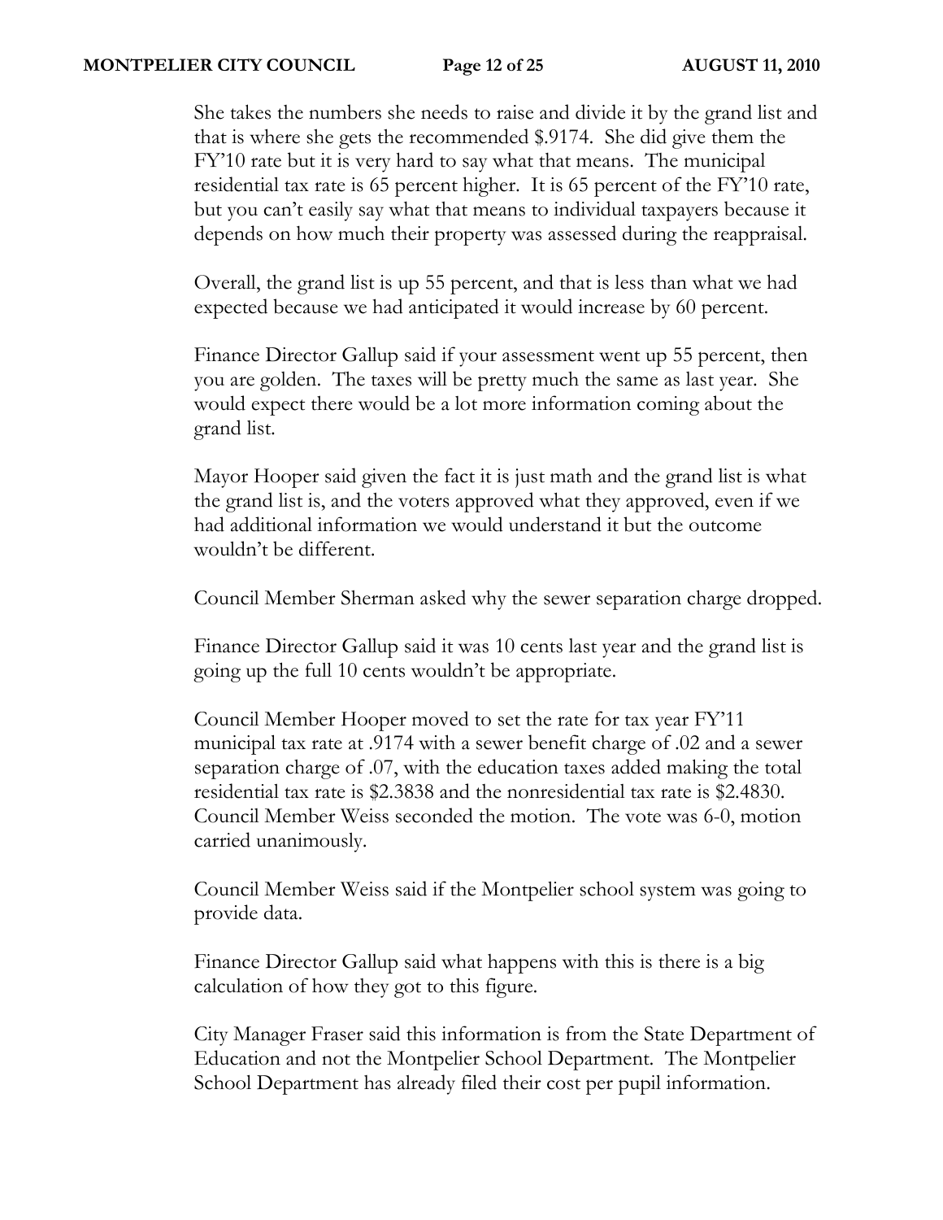She takes the numbers she needs to raise and divide it by the grand list and that is where she gets the recommended $.9174. She did give them the FY'10 rate but it is very hard to say what that means. The municipal residential tax rate is 65 percent higher. It is 65 percent of the FY'10 rate, but you can't easily say what that means to individual taxpayers because it depends on how much their property was assessed during the reappraisal.

Overall, the grand list is up 55 percent, and that is less than what we had expected because we had anticipated it would increase by 60 percent.

Finance Director Gallup said if your assessment went up 55 percent, then you are golden. The taxes will be pretty much the same as last year. She would expect there would be a lot more information coming about the grand list.

Mayor Hooper said given the fact it is just math and the grand list is what the grand list is, and the voters approved what they approved, even if we had additional information we would understand it but the outcome wouldn't be different.

Council Member Sherman asked why the sewer separation charge dropped.

Finance Director Gallup said it was 10 cents last year and the grand list is going up the full 10 cents wouldn't be appropriate.

Council Member Hooper moved to set the rate for tax year FY'11 municipal tax rate at .9174 with a sewer benefit charge of .02 and a sewer separation charge of .07, with the education taxes added making the total residential tax rate is $2.3838 and the nonresidential tax rate is $2.4830. Council Member Weiss seconded the motion. The vote was 6-0, motion carried unanimously.

Council Member Weiss said if the Montpelier school system was going to provide data.

Finance Director Gallup said what happens with this is there is a big calculation of how they got to this figure.

City Manager Fraser said this information is from the State Department of Education and not the Montpelier School Department. The Montpelier School Department has already filed their cost per pupil information.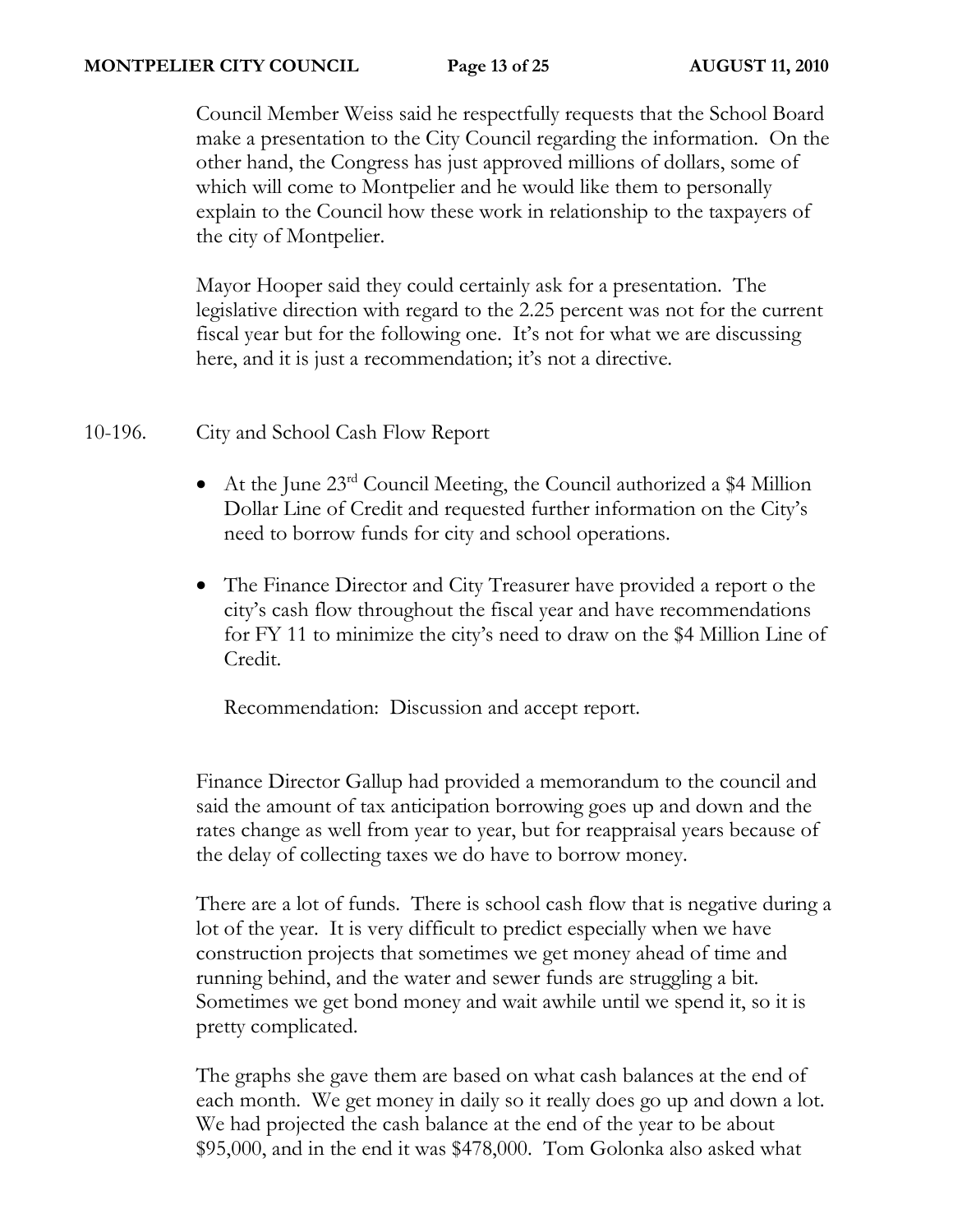Council Member Weiss said he respectfully requests that the School Board make a presentation to the City Council regarding the information. On the other hand, the Congress has just approved millions of dollars, some of which will come to Montpelier and he would like them to personally explain to the Council how these work in relationship to the taxpayers of the city of Montpelier.

Mayor Hooper said they could certainly ask for a presentation. The legislative direction with regard to the 2.25 percent was not for the current fiscal year but for the following one. It's not for what we are discussing here, and it is just a recommendation; it's not a directive.

10-196. City and School Cash Flow Report

- At the June 23rd Council Meeting, the Council authorized a $4 Million Dollar Line of Credit and requested further information on the City's need to borrow funds for city and school operations.
- The Finance Director and City Treasurer have provided a report o the city's cash flow throughout the fiscal year and have recommendations for FY 11 to minimize the city's need to draw on the $4 Million Line of Credit.

  Recommendation: Discussion and accept report.

Finance Director Gallup had provided a memorandum to the council and said the amount of tax anticipation borrowing goes up and down and the rates change as well from year to year, but for reappraisal years because of the delay of collecting taxes we do have to borrow money.

There are a lot of funds. There is school cash flow that is negative during a lot of the year. It is very difficult to predict especially when we have construction projects that sometimes we get money ahead of time and running behind, and the water and sewer funds are struggling a bit. Sometimes we get bond money and wait awhile until we spend it, so it is pretty complicated.

The graphs she gave them are based on what cash balances at the end of each month. We get money in daily so it really does go up and down a lot. We had projected the cash balance at the end of the year to be about $95,000, and in the end it was $478,000. Tom Golonka also asked what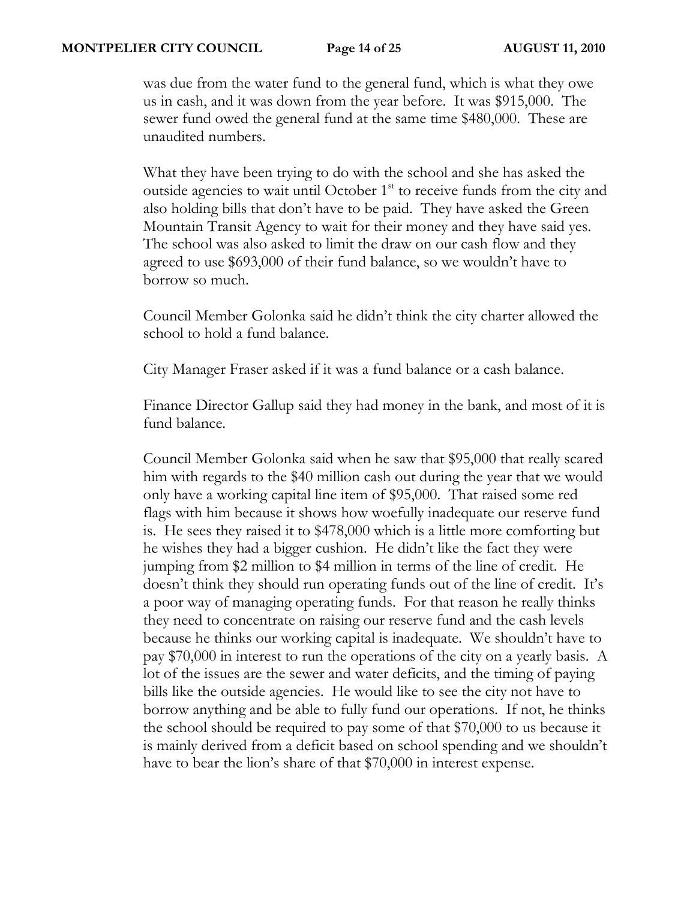was due from the water fund to the general fund, which is what they owe us in cash, and it was down from the year before. It was $915,000. The sewer fund owed the general fund at the same time $480,000. These are unaudited numbers.

What they have been trying to do with the school and she has asked the outside agencies to wait until October 1st to receive funds from the city and also holding bills that don't have to be paid. They have asked the Green Mountain Transit Agency to wait for their money and they have said yes. The school was also asked to limit the draw on our cash flow and they agreed to use $693,000 of their fund balance, so we wouldn't have to borrow so much.

Council Member Golonka said he didn't think the city charter allowed the school to hold a fund balance.

City Manager Fraser asked if it was a fund balance or a cash balance.

Finance Director Gallup said they had money in the bank, and most of it is fund balance.

Council Member Golonka said when he saw that $95,000 that really scared him with regards to the $40 million cash out during the year that we would only have a working capital line item of $95,000. That raised some red flags with him because it shows how woefully inadequate our reserve fund is. He sees they raised it to $478,000 which is a little more comforting but he wishes they had a bigger cushion. He didn't like the fact they were jumping from $2 million to $4 million in terms of the line of credit. He doesn't think they should run operating funds out of the line of credit. It's a poor way of managing operating funds. For that reason he really thinks they need to concentrate on raising our reserve fund and the cash levels because he thinks our working capital is inadequate. We shouldn't have to pay $70,000 in interest to run the operations of the city on a yearly basis. A lot of the issues are the sewer and water deficits, and the timing of paying bills like the outside agencies. He would like to see the city not have to borrow anything and be able to fully fund our operations. If not, he thinks the school should be required to pay some of that $70,000 to us because it is mainly derived from a deficit based on school spending and we shouldn't have to bear the lion's share of that $70,000 in interest expense.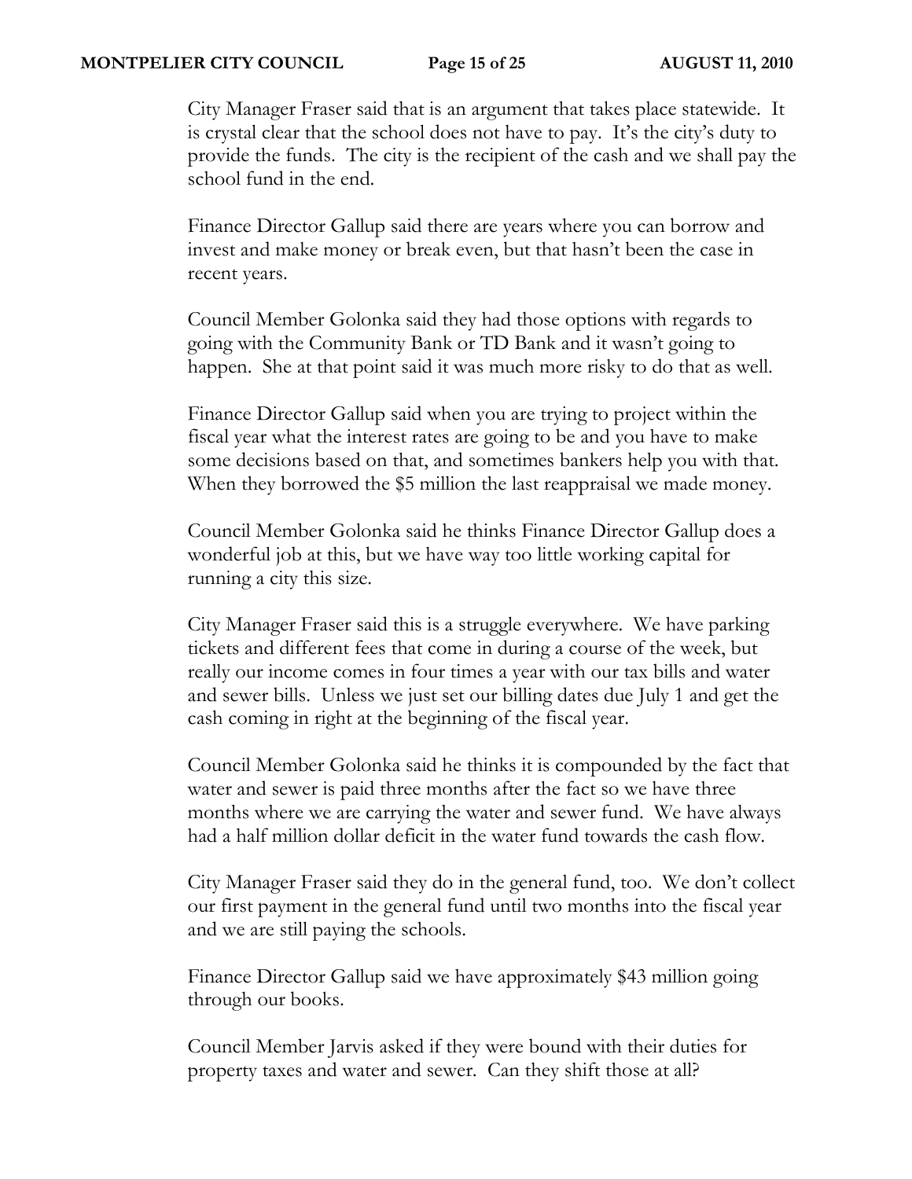City Manager Fraser said that is an argument that takes place statewide. It is crystal clear that the school does not have to pay. It's the city's duty to provide the funds. The city is the recipient of the cash and we shall pay the school fund in the end.

Finance Director Gallup said there are years where you can borrow and invest and make money or break even, but that hasn't been the case in recent years.

Council Member Golonka said they had those options with regards to going with the Community Bank or TD Bank and it wasn't going to happen. She at that point said it was much more risky to do that as well.

Finance Director Gallup said when you are trying to project within the fiscal year what the interest rates are going to be and you have to make some decisions based on that, and sometimes bankers help you with that. When they borrowed the $5 million the last reappraisal we made money.

Council Member Golonka said he thinks Finance Director Gallup does a wonderful job at this, but we have way too little working capital for running a city this size.

City Manager Fraser said this is a struggle everywhere. We have parking tickets and different fees that come in during a course of the week, but really our income comes in four times a year with our tax bills and water and sewer bills. Unless we just set our billing dates due July 1 and get the cash coming in right at the beginning of the fiscal year.

Council Member Golonka said he thinks it is compounded by the fact that water and sewer is paid three months after the fact so we have three months where we are carrying the water and sewer fund. We have always had a half million dollar deficit in the water fund towards the cash flow.

City Manager Fraser said they do in the general fund, too. We don't collect our first payment in the general fund until two months into the fiscal year and we are still paying the schools.

Finance Director Gallup said we have approximately $43 million going through our books.

Council Member Jarvis asked if they were bound with their duties for property taxes and water and sewer. Can they shift those at all?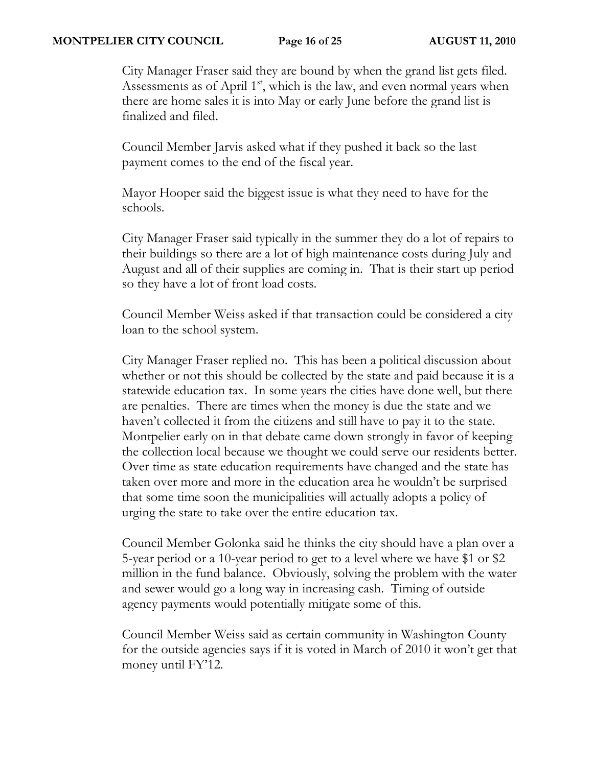City Manager Fraser said they are bound by when the grand list gets filed. Assessments as of April 1st, which is the law, and even normal years when there are home sales it is into May or early June before the grand list is finalized and filed.

Council Member Jarvis asked what if they pushed it back so the last payment comes to the end of the fiscal year.

Mayor Hooper said the biggest issue is what they need to have for the schools.

City Manager Fraser said typically in the summer they do a lot of repairs to their buildings so there are a lot of high maintenance costs during July and August and all of their supplies are coming in. That is their start up period so they have a lot of front load costs.

Council Member Weiss asked if that transaction could be considered a city loan to the school system.

City Manager Fraser replied no. This has been a political discussion about whether or not this should be collected by the state and paid because it is a statewide education tax. In some years the cities have done well, but there are penalties. There are times when the money is due the state and we haven't collected it from the citizens and still have to pay it to the state. Montpelier early on in that debate came down strongly in favor of keeping the collection local because we thought we could serve our residents better. Over time as state education requirements have changed and the state has taken over more and more in the education area he wouldn't be surprised that some time soon the municipalities will actually adopts a policy of urging the state to take over the entire education tax.

Council Member Golonka said he thinks the city should have a plan over a 5-year period or a 10-year period to get to a level where we have $1 or $2 million in the fund balance. Obviously, solving the problem with the water and sewer would go a long way in increasing cash. Timing of outside agency payments would potentially mitigate some of this.

Council Member Weiss said as certain community in Washington County for the outside agencies says if it is voted in March of 2010 it won't get that money until FY'12.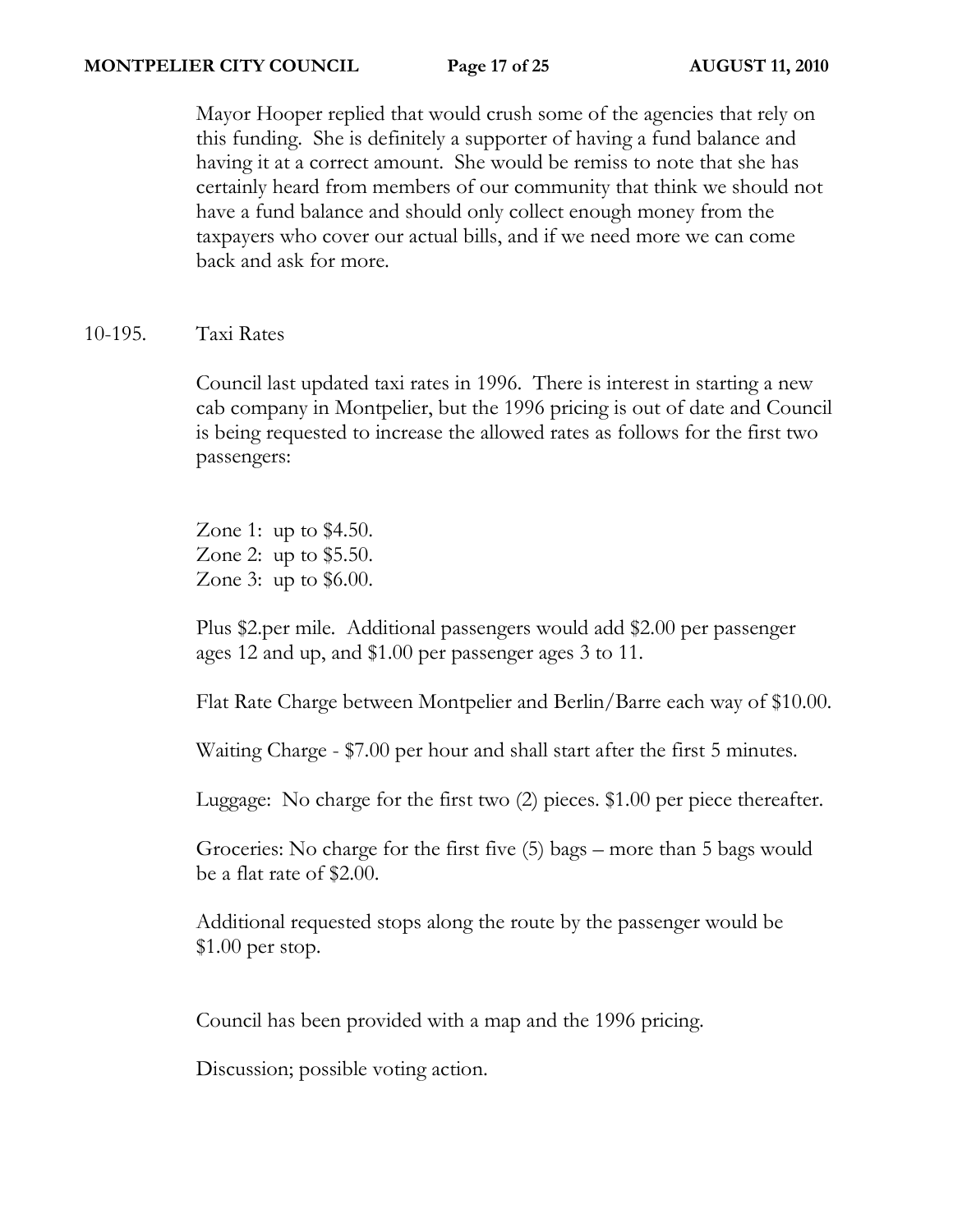Mayor Hooper replied that would crush some of the agencies that rely on this funding. She is definitely a supporter of having a fund balance and having it at a correct amount. She would be remiss to note that she has certainly heard from members of our community that think we should not have a fund balance and should only collect enough money from the taxpayers who cover our actual bills, and if we need more we can come back and ask for more.

10-195. Taxi Rates

Council last updated taxi rates in 1996. There is interest in starting a new cab company in Montpelier, but the 1996 pricing is out of date and Council is being requested to increase the allowed rates as follows for the first two passengers:

Zone 1: up to $4.50.
Zone 2: up to $5.50.
Zone 3: up to $6.00.

Plus $2.per mile. Additional passengers would add $2.00 per passenger ages 12 and up, and $1.00 per passenger ages 3 to 11.

Flat Rate Charge between Montpelier and Berlin/Barre each way of $10.00.

Waiting Charge - $7.00 per hour and shall start after the first 5 minutes.

Luggage: No charge for the first two (2) pieces. $1.00 per piece thereafter.

Groceries: No charge for the first five (5) bags – more than 5 bags would be a flat rate of $2.00.

Additional requested stops along the route by the passenger would be $1.00 per stop.

Council has been provided with a map and the 1996 pricing.

Discussion; possible voting action.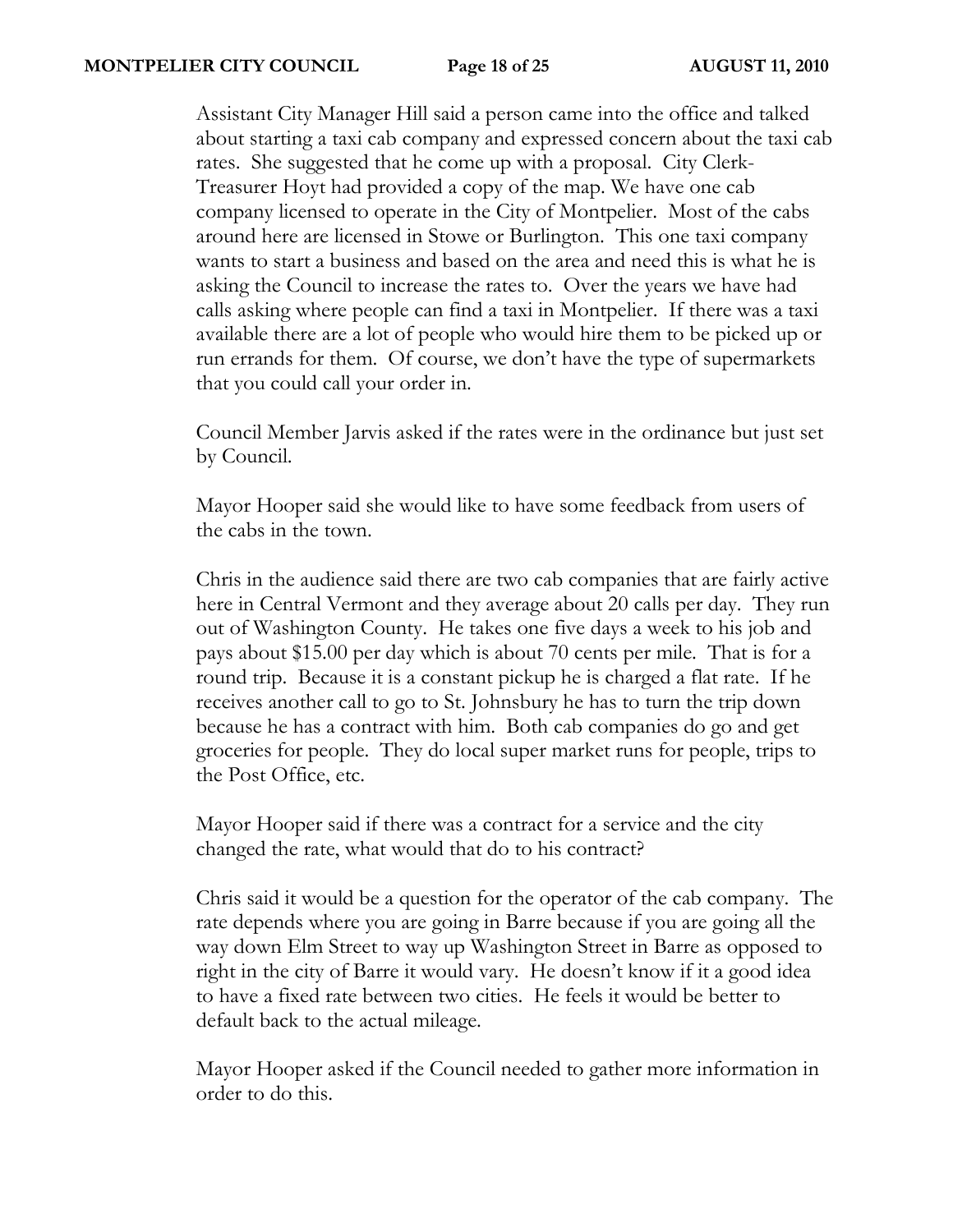Assistant City Manager Hill said a person came into the office and talked about starting a taxi cab company and expressed concern about the taxi cab rates. She suggested that he come up with a proposal. City Clerk-Treasurer Hoyt had provided a copy of the map. We have one cab company licensed to operate in the City of Montpelier. Most of the cabs around here are licensed in Stowe or Burlington. This one taxi company wants to start a business and based on the area and need this is what he is asking the Council to increase the rates to. Over the years we have had calls asking where people can find a taxi in Montpelier. If there was a taxi available there are a lot of people who would hire them to be picked up or run errands for them. Of course, we don't have the type of supermarkets that you could call your order in.

Council Member Jarvis asked if the rates were in the ordinance but just set by Council.

Mayor Hooper said she would like to have some feedback from users of the cabs in the town.

Chris in the audience said there are two cab companies that are fairly active here in Central Vermont and they average about 20 calls per day. They run out of Washington County. He takes one five days a week to his job and pays about $15.00 per day which is about 70 cents per mile. That is for a round trip. Because it is a constant pickup he is charged a flat rate. If he receives another call to go to St. Johnsbury he has to turn the trip down because he has a contract with him. Both cab companies do go and get groceries for people. They do local super market runs for people, trips to the Post Office, etc.

Mayor Hooper said if there was a contract for a service and the city changed the rate, what would that do to his contract?

Chris said it would be a question for the operator of the cab company. The rate depends where you are going in Barre because if you are going all the way down Elm Street to way up Washington Street in Barre as opposed to right in the city of Barre it would vary. He doesn't know if it a good idea to have a fixed rate between two cities. He feels it would be better to default back to the actual mileage.

Mayor Hooper asked if the Council needed to gather more information in order to do this.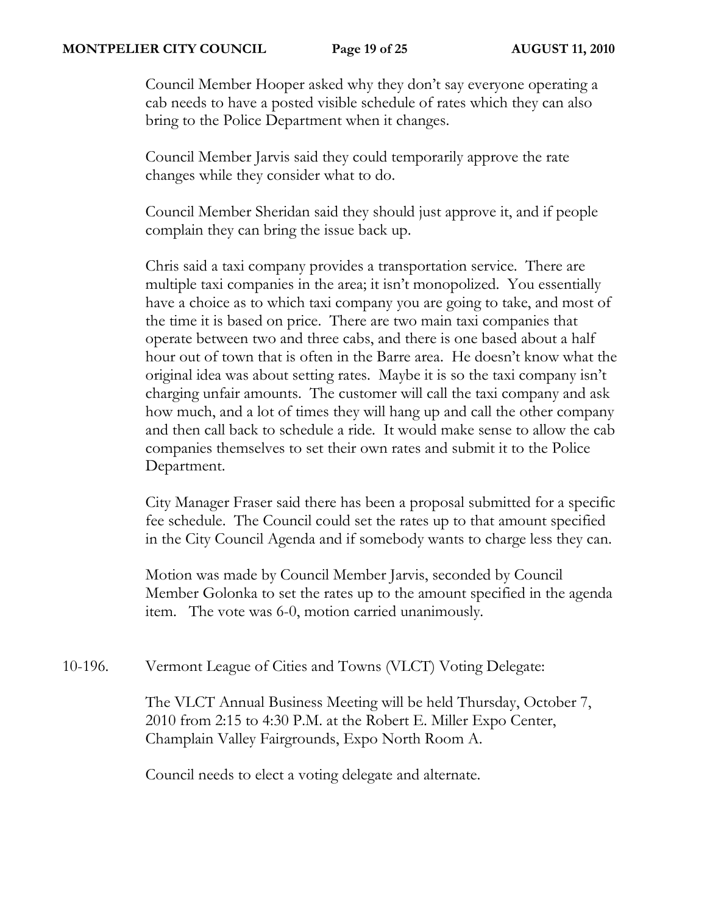Council Member Hooper asked why they don't say everyone operating a cab needs to have a posted visible schedule of rates which they can also bring to the Police Department when it changes.

Council Member Jarvis said they could temporarily approve the rate changes while they consider what to do.

Council Member Sheridan said they should just approve it, and if people complain they can bring the issue back up.

Chris said a taxi company provides a transportation service. There are multiple taxi companies in the area; it isn't monopolized. You essentially have a choice as to which taxi company you are going to take, and most of the time it is based on price. There are two main taxi companies that operate between two and three cabs, and there is one based about a half hour out of town that is often in the Barre area. He doesn't know what the original idea was about setting rates. Maybe it is so the taxi company isn't charging unfair amounts. The customer will call the taxi company and ask how much, and a lot of times they will hang up and call the other company and then call back to schedule a ride. It would make sense to allow the cab companies themselves to set their own rates and submit it to the Police Department.

City Manager Fraser said there has been a proposal submitted for a specific fee schedule. The Council could set the rates up to that amount specified in the City Council Agenda and if somebody wants to charge less they can.

Motion was made by Council Member Jarvis, seconded by Council Member Golonka to set the rates up to the amount specified in the agenda item. The vote was 6-0, motion carried unanimously.

10-196. Vermont League of Cities and Towns (VLCT) Voting Delegate:

The VLCT Annual Business Meeting will be held Thursday, October 7, 2010 from 2:15 to 4:30 P.M. at the Robert E. Miller Expo Center, Champlain Valley Fairgrounds, Expo North Room A.

Council needs to elect a voting delegate and alternate.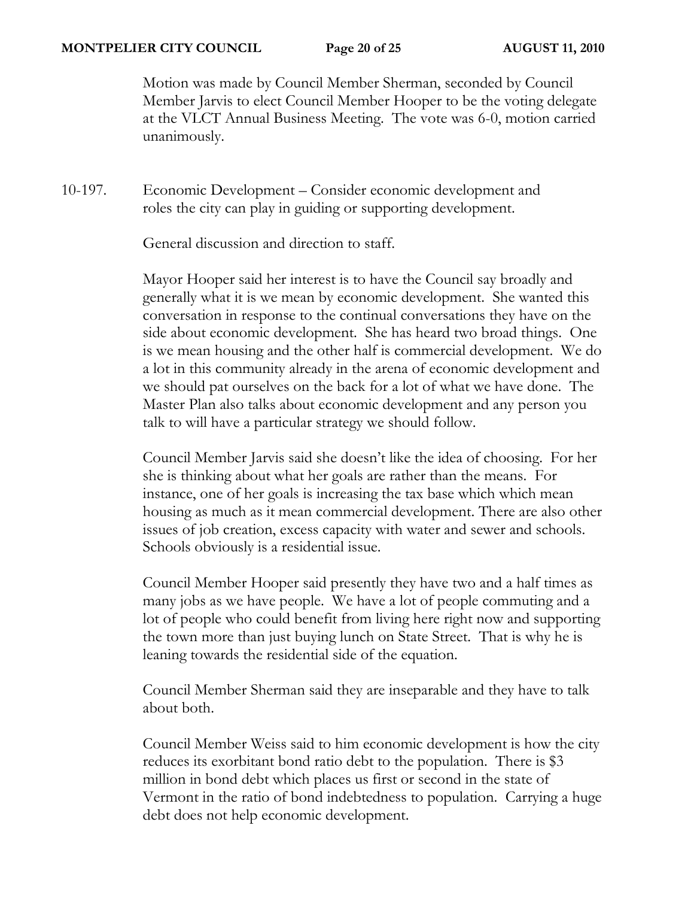Motion was made by Council Member Sherman, seconded by Council Member Jarvis to elect Council Member Hooper to be the voting delegate at the VLCT Annual Business Meeting. The vote was 6-0, motion carried unanimously.

10-197. Economic Development – Consider economic development and roles the city can play in guiding or supporting development.

General discussion and direction to staff.

Mayor Hooper said her interest is to have the Council say broadly and generally what it is we mean by economic development. She wanted this conversation in response to the continual conversations they have on the side about economic development. She has heard two broad things. One is we mean housing and the other half is commercial development. We do a lot in this community already in the arena of economic development and we should pat ourselves on the back for a lot of what we have done. The Master Plan also talks about economic development and any person you talk to will have a particular strategy we should follow.

Council Member Jarvis said she doesn't like the idea of choosing. For her she is thinking about what her goals are rather than the means. For instance, one of her goals is increasing the tax base which which mean housing as much as it mean commercial development. There are also other issues of job creation, excess capacity with water and sewer and schools. Schools obviously is a residential issue.

Council Member Hooper said presently they have two and a half times as many jobs as we have people. We have a lot of people commuting and a lot of people who could benefit from living here right now and supporting the town more than just buying lunch on State Street. That is why he is leaning towards the residential side of the equation.

Council Member Sherman said they are inseparable and they have to talk about both.

Council Member Weiss said to him economic development is how the city reduces its exorbitant bond ratio debt to the population. There is $3 million in bond debt which places us first or second in the state of Vermont in the ratio of bond indebtedness to population. Carrying a huge debt does not help economic development.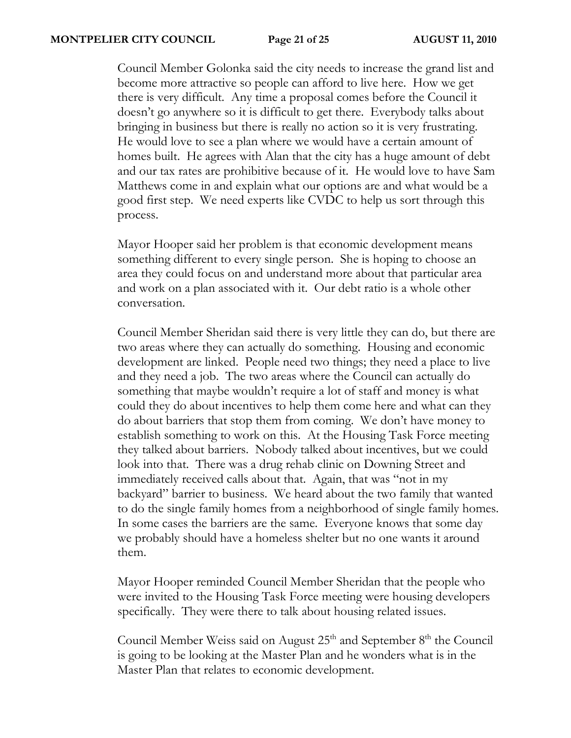Council Member Golonka said the city needs to increase the grand list and become more attractive so people can afford to live here. How we get there is very difficult. Any time a proposal comes before the Council it doesn't go anywhere so it is difficult to get there. Everybody talks about bringing in business but there is really no action so it is very frustrating. He would love to see a plan where we would have a certain amount of homes built. He agrees with Alan that the city has a huge amount of debt and our tax rates are prohibitive because of it. He would love to have Sam Matthews come in and explain what our options are and what would be a good first step. We need experts like CVDC to help us sort through this process.

Mayor Hooper said her problem is that economic development means something different to every single person. She is hoping to choose an area they could focus on and understand more about that particular area and work on a plan associated with it. Our debt ratio is a whole other conversation.

Council Member Sheridan said there is very little they can do, but there are two areas where they can actually do something. Housing and economic development are linked. People need two things; they need a place to live and they need a job. The two areas where the Council can actually do something that maybe wouldn't require a lot of staff and money is what could they do about incentives to help them come here and what can they do about barriers that stop them from coming. We don't have money to establish something to work on this. At the Housing Task Force meeting they talked about barriers. Nobody talked about incentives, but we could look into that. There was a drug rehab clinic on Downing Street and immediately received calls about that. Again, that was "not in my backyard" barrier to business. We heard about the two family that wanted to do the single family homes from a neighborhood of single family homes. In some cases the barriers are the same. Everyone knows that some day we probably should have a homeless shelter but no one wants it around them.

Mayor Hooper reminded Council Member Sheridan that the people who were invited to the Housing Task Force meeting were housing developers specifically. They were there to talk about housing related issues.

Council Member Weiss said on August 25th and September 8th the Council is going to be looking at the Master Plan and he wonders what is in the Master Plan that relates to economic development.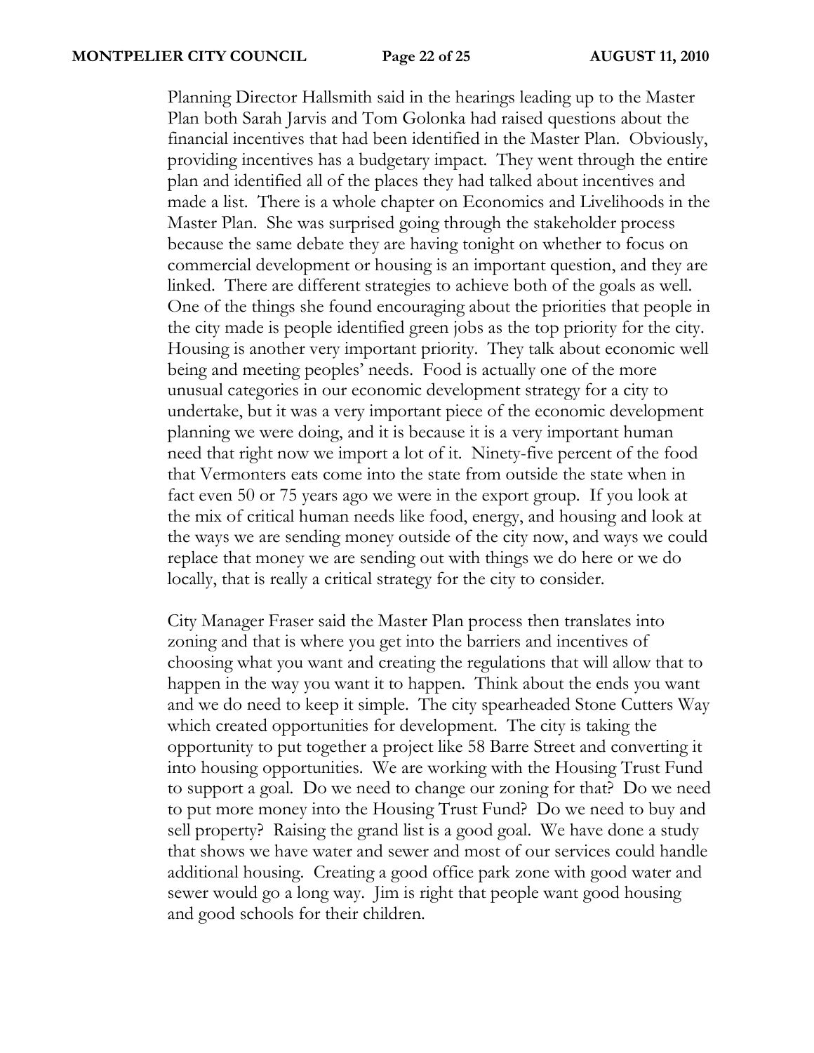Planning Director Hallsmith said in the hearings leading up to the Master Plan both Sarah Jarvis and Tom Golonka had raised questions about the financial incentives that had been identified in the Master Plan. Obviously, providing incentives has a budgetary impact. They went through the entire plan and identified all of the places they had talked about incentives and made a list. There is a whole chapter on Economics and Livelihoods in the Master Plan. She was surprised going through the stakeholder process because the same debate they are having tonight on whether to focus on commercial development or housing is an important question, and they are linked. There are different strategies to achieve both of the goals as well. One of the things she found encouraging about the priorities that people in the city made is people identified green jobs as the top priority for the city. Housing is another very important priority. They talk about economic well being and meeting peoples' needs. Food is actually one of the more unusual categories in our economic development strategy for a city to undertake, but it was a very important piece of the economic development planning we were doing, and it is because it is a very important human need that right now we import a lot of it. Ninety-five percent of the food that Vermonters eats come into the state from outside the state when in fact even 50 or 75 years ago we were in the export group. If you look at the mix of critical human needs like food, energy, and housing and look at the ways we are sending money outside of the city now, and ways we could replace that money we are sending out with things we do here or we do locally, that is really a critical strategy for the city to consider.

City Manager Fraser said the Master Plan process then translates into zoning and that is where you get into the barriers and incentives of choosing what you want and creating the regulations that will allow that to happen in the way you want it to happen. Think about the ends you want and we do need to keep it simple. The city spearheaded Stone Cutters Way which created opportunities for development. The city is taking the opportunity to put together a project like 58 Barre Street and converting it into housing opportunities. We are working with the Housing Trust Fund to support a goal. Do we need to change our zoning for that? Do we need to put more money into the Housing Trust Fund? Do we need to buy and sell property? Raising the grand list is a good goal. We have done a study that shows we have water and sewer and most of our services could handle additional housing. Creating a good office park zone with good water and sewer would go a long way. Jim is right that people want good housing and good schools for their children.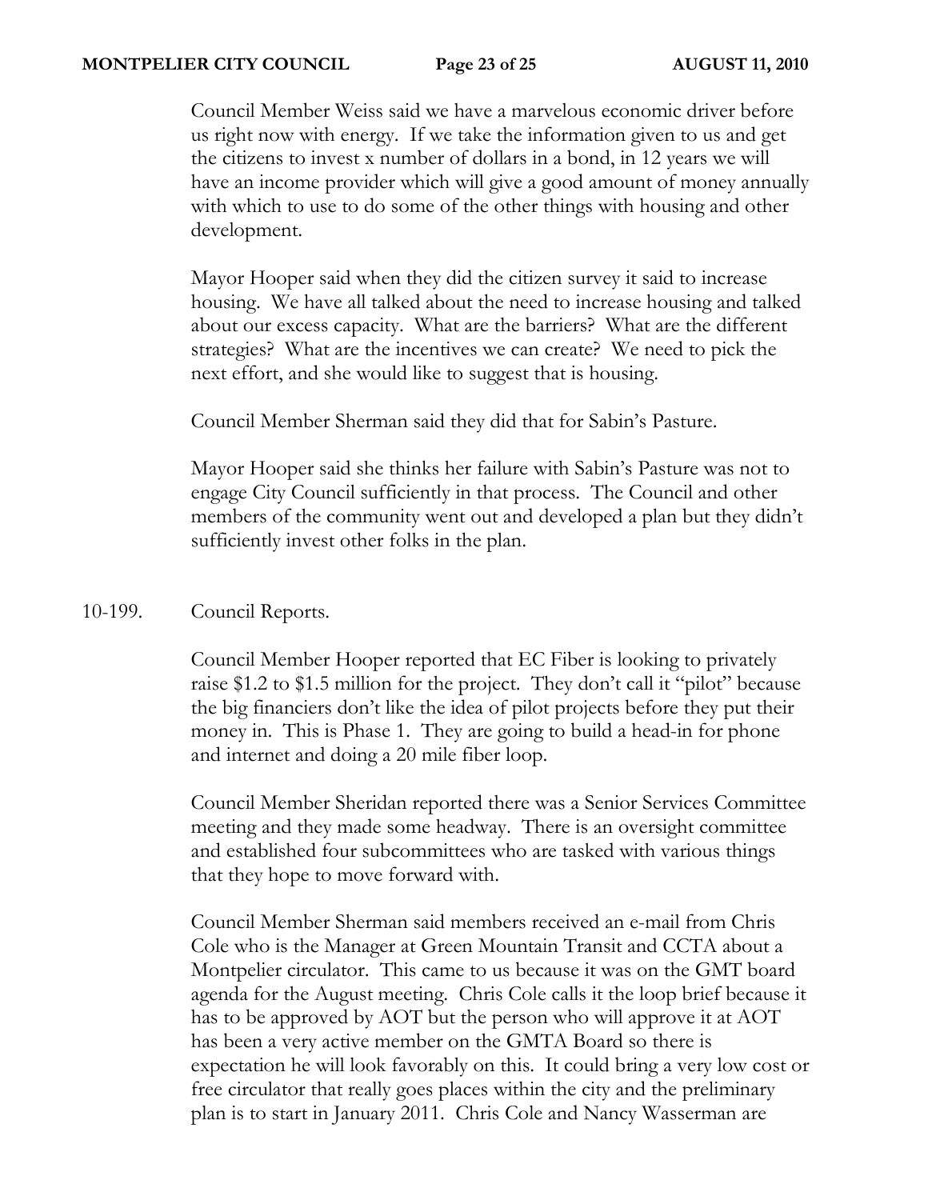Council Member Weiss said we have a marvelous economic driver before us right now with energy. If we take the information given to us and get the citizens to invest x number of dollars in a bond, in 12 years we will have an income provider which will give a good amount of money annually with which to use to do some of the other things with housing and other development.

Mayor Hooper said when they did the citizen survey it said to increase housing. We have all talked about the need to increase housing and talked about our excess capacity. What are the barriers? What are the different strategies? What are the incentives we can create? We need to pick the next effort, and she would like to suggest that is housing.

Council Member Sherman said they did that for Sabin's Pasture.

Mayor Hooper said she thinks her failure with Sabin's Pasture was not to engage City Council sufficiently in that process. The Council and other members of the community went out and developed a plan but they didn't sufficiently invest other folks in the plan.

10-199. Council Reports.

Council Member Hooper reported that EC Fiber is looking to privately raise $1.2 to $1.5 million for the project. They don't call it "pilot" because the big financiers don't like the idea of pilot projects before they put their money in. This is Phase 1. They are going to build a head-in for phone and internet and doing a 20 mile fiber loop.

Council Member Sheridan reported there was a Senior Services Committee meeting and they made some headway. There is an oversight committee and established four subcommittees who are tasked with various things that they hope to move forward with.

Council Member Sherman said members received an e-mail from Chris Cole who is the Manager at Green Mountain Transit and CCTA about a Montpelier circulator. This came to us because it was on the GMT board agenda for the August meeting. Chris Cole calls it the loop brief because it has to be approved by AOT but the person who will approve it at AOT has been a very active member on the GMTA Board so there is expectation he will look favorably on this. It could bring a very low cost or free circulator that really goes places within the city and the preliminary plan is to start in January 2011. Chris Cole and Nancy Wasserman are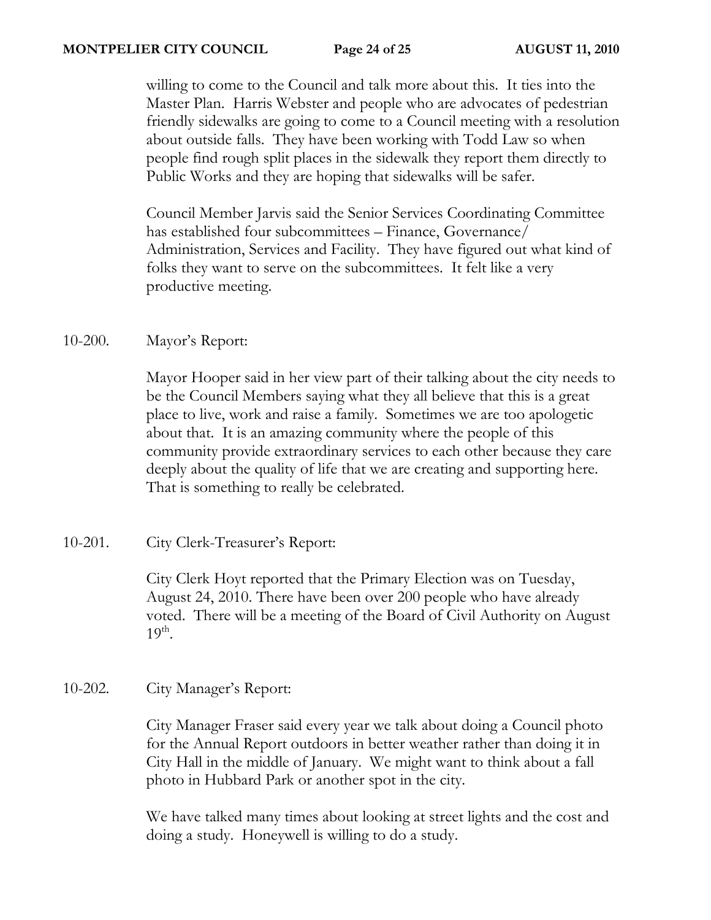willing to come to the Council and talk more about this. It ties into the Master Plan. Harris Webster and people who are advocates of pedestrian friendly sidewalks are going to come to a Council meeting with a resolution about outside falls. They have been working with Todd Law so when people find rough split places in the sidewalk they report them directly to Public Works and they are hoping that sidewalks will be safer.

Council Member Jarvis said the Senior Services Coordinating Committee has established four subcommittees – Finance, Governance/ Administration, Services and Facility. They have figured out what kind of folks they want to serve on the subcommittees. It felt like a very productive meeting.

10-200. Mayor's Report:

Mayor Hooper said in her view part of their talking about the city needs to be the Council Members saying what they all believe that this is a great place to live, work and raise a family. Sometimes we are too apologetic about that. It is an amazing community where the people of this community provide extraordinary services to each other because they care deeply about the quality of life that we are creating and supporting here. That is something to really be celebrated.

10-201. City Clerk-Treasurer's Report:

City Clerk Hoyt reported that the Primary Election was on Tuesday, August 24, 2010. There have been over 200 people who have already voted. There will be a meeting of the Board of Civil Authority on August 19th.

10-202. City Manager's Report:

City Manager Fraser said every year we talk about doing a Council photo for the Annual Report outdoors in better weather rather than doing it in City Hall in the middle of January. We might want to think about a fall photo in Hubbard Park or another spot in the city.

We have talked many times about looking at street lights and the cost and doing a study. Honeywell is willing to do a study.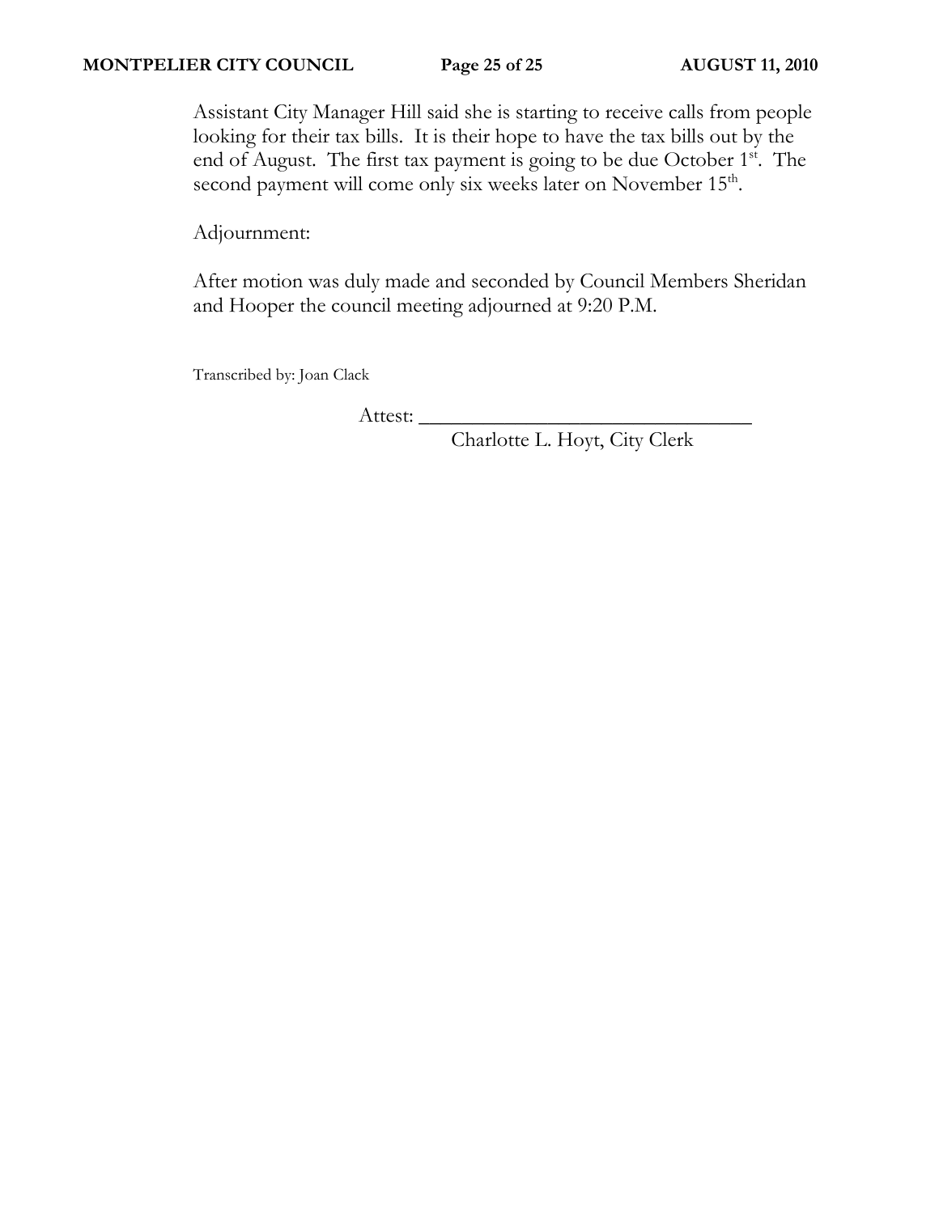Assistant City Manager Hill said she is starting to receive calls from people looking for their tax bills. It is their hope to have the tax bills out by the end of August. The first tax payment is going to be due October 1st. The second payment will come only six weeks later on November 15th.

Adjournment:

After motion was duly made and seconded by Council Members Sheridan and Hooper the council meeting adjourned at 9:20 P.M.

Transcribed by: Joan Clack

Attest: ________________________________

Charlotte L. Hoyt, City Clerk